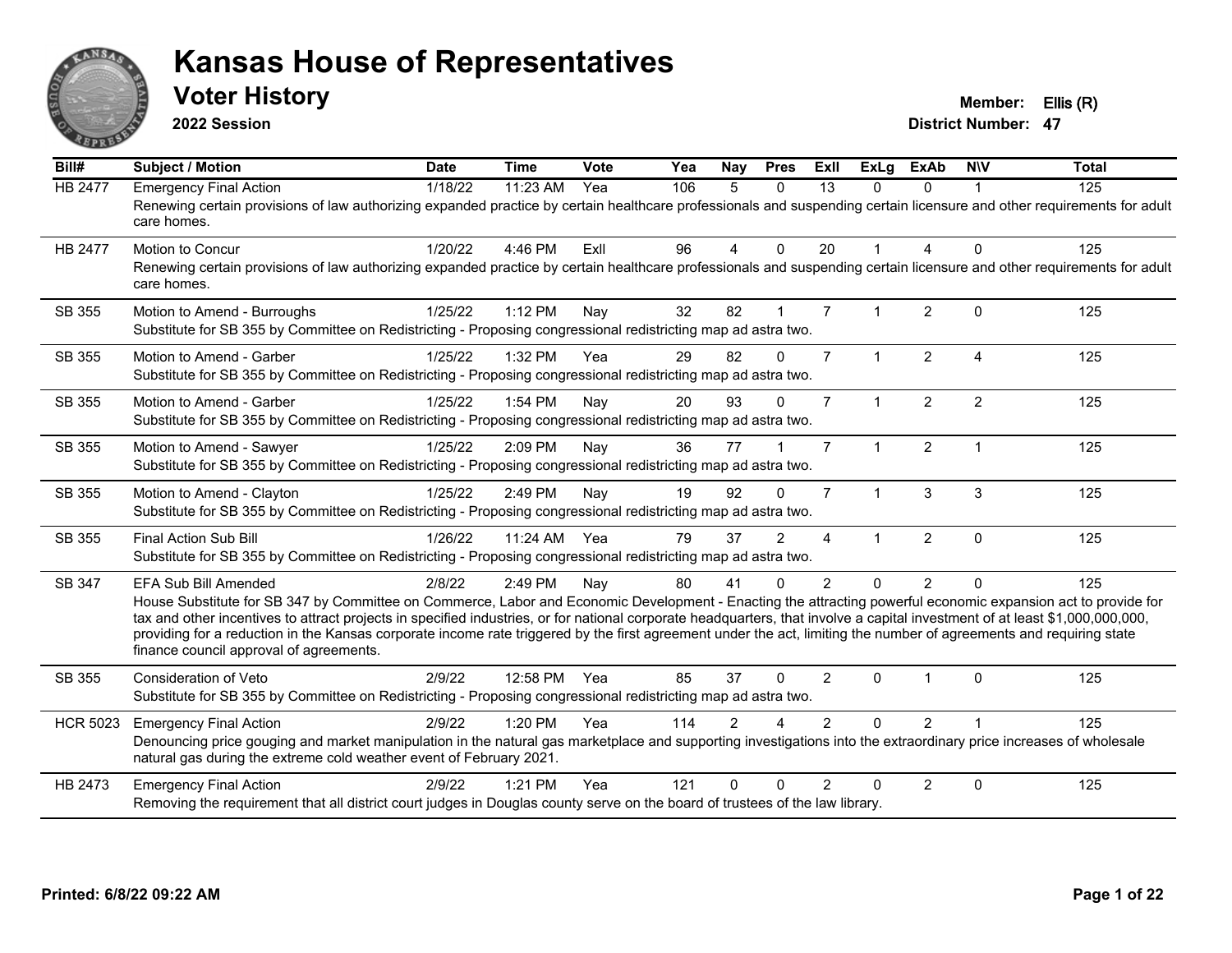# Kansas House of Representatives

## Voter History

**2022 Session**

**Member:** Ellis (R)
**District Number:** 47

| Bill# | Subject / Motion | Date | Time | Vote | Yea | Nay | Pres | ExII | ExLg | ExAb | N\V | Total |
|---|---|---|---|---|---|---|---|---|---|---|---|---|
| HB 2477 | Emergency Final Action | 1/18/22 | 11:23 AM | Yea | 106 | 5 | 0 | 13 | 0 | 0 | 1 | 125 |
| | Renewing certain provisions of law authorizing expanded practice by certain healthcare professionals and suspending certain licensure and other requirements for adult care homes. | | | | | | | | | | | |
| HB 2477 | Motion to Concur | 1/20/22 | 4:46 PM | ExII | 96 | 4 | 0 | 20 | 1 | 4 | 0 | 125 |
| | Renewing certain provisions of law authorizing expanded practice by certain healthcare professionals and suspending certain licensure and other requirements for adult care homes. | | | | | | | | | | | |
| SB 355 | Motion to Amend - Burroughs | 1/25/22 | 1:12 PM | Nay | 32 | 82 | 1 | 7 | 1 | 2 | 0 | 125 |
| | Substitute for SB 355 by Committee on Redistricting - Proposing congressional redistricting map ad astra two. | | | | | | | | | | | |
| SB 355 | Motion to Amend - Garber | 1/25/22 | 1:32 PM | Yea | 29 | 82 | 0 | 7 | 1 | 2 | 4 | 125 |
| | Substitute for SB 355 by Committee on Redistricting - Proposing congressional redistricting map ad astra two. | | | | | | | | | | | |
| SB 355 | Motion to Amend - Garber | 1/25/22 | 1:54 PM | Nay | 20 | 93 | 0 | 7 | 1 | 2 | 2 | 125 |
| | Substitute for SB 355 by Committee on Redistricting - Proposing congressional redistricting map ad astra two. | | | | | | | | | | | |
| SB 355 | Motion to Amend - Sawyer | 1/25/22 | 2:09 PM | Nay | 36 | 77 | 1 | 7 | 1 | 2 | 1 | 125 |
| | Substitute for SB 355 by Committee on Redistricting - Proposing congressional redistricting map ad astra two. | | | | | | | | | | | |
| SB 355 | Motion to Amend - Clayton | 1/25/22 | 2:49 PM | Nay | 19 | 92 | 0 | 7 | 1 | 3 | 3 | 125 |
| | Substitute for SB 355 by Committee on Redistricting - Proposing congressional redistricting map ad astra two. | | | | | | | | | | | |
| SB 355 | Final Action Sub Bill | 1/26/22 | 11:24 AM | Yea | 79 | 37 | 2 | 4 | 1 | 2 | 0 | 125 |
| | Substitute for SB 355 by Committee on Redistricting - Proposing congressional redistricting map ad astra two. | | | | | | | | | | | |
| SB 347 | EFA Sub Bill Amended | 2/8/22 | 2:49 PM | Nay | 80 | 41 | 0 | 2 | 0 | 2 | 0 | 125 |
| | House Substitute for SB 347 by Committee on Commerce, Labor and Economic Development - Enacting the attracting powerful economic expansion act to provide for tax and other incentives to attract projects in specified industries, or for national corporate headquarters, that involve a capital investment of at least $1,000,000,000, providing for a reduction in the Kansas corporate income rate triggered by the first agreement under the act, limiting the number of agreements and requiring state finance council approval of agreements. | | | | | | | | | | | |
| SB 355 | Consideration of Veto | 2/9/22 | 12:58 PM | Yea | 85 | 37 | 0 | 2 | 0 | 1 | 0 | 125 |
| | Substitute for SB 355 by Committee on Redistricting - Proposing congressional redistricting map ad astra two. | | | | | | | | | | | |
| HCR 5023 | Emergency Final Action | 2/9/22 | 1:20 PM | Yea | 114 | 2 | 4 | 2 | 0 | 2 | 1 | 125 |
| | Denouncing price gouging and market manipulation in the natural gas marketplace and supporting investigations into the extraordinary price increases of wholesale natural gas during the extreme cold weather event of February 2021. | | | | | | | | | | | |
| HB 2473 | Emergency Final Action | 2/9/22 | 1:21 PM | Yea | 121 | 0 | 0 | 2 | 0 | 2 | 0 | 125 |
| | Removing the requirement that all district court judges in Douglas county serve on the board of trustees of the law library. | | | | | | | | | | | |

**Printed: 6/8/22 09:22 AM**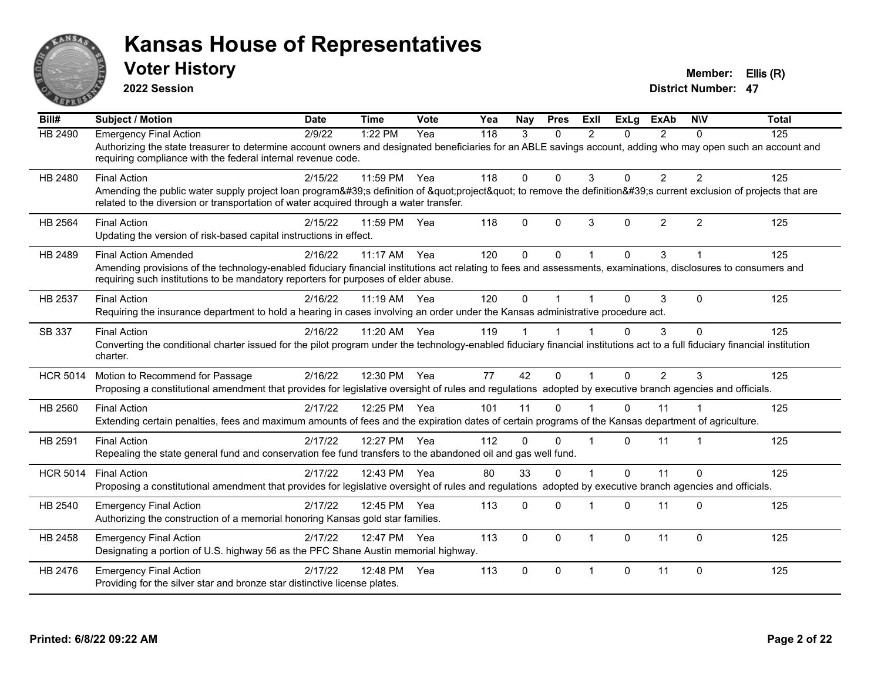# Kansas House of Representatives

## Voter History

**2022 Session**

**Member:** Ellis (R)
**District Number:** 47

| Bill# | Subject / Motion | Date | Time | Vote | Yea | Nay | Pres | ExII | ExLg | ExAb | N\V | Total |
|---|---|---|---|---|---|---|---|---|---|---|---|---|
| HB 2490 | Emergency Final Action | 2/9/22 | 1:22 PM | Yea | 118 | 3 | 0 | 2 | 0 | 2 | 0 | 125 |
| | Authorizing the state treasurer to determine account owners and designated beneficiaries for an ABLE savings account, adding who may open such an account and requiring compliance with the federal internal revenue code. | | | | | | | | | | | |
| HB 2480 | Final Action | 2/15/22 | 11:59 PM | Yea | 118 | 0 | 0 | 3 | 0 | 2 | 2 | 125 |
| | Amending the public water supply project loan program&#39;s definition of &quot;project&quot; to remove the definition&#39;s current exclusion of projects that are related to the diversion or transportation of water acquired through a water transfer. | | | | | | | | | | | |
| HB 2564 | Final Action | 2/15/22 | 11:59 PM | Yea | 118 | 0 | 0 | 3 | 0 | 2 | 2 | 125 |
| | Updating the version of risk-based capital instructions in effect. | | | | | | | | | | | |
| HB 2489 | Final Action Amended | 2/16/22 | 11:17 AM | Yea | 120 | 0 | 0 | 1 | 0 | 3 | 1 | 125 |
| | Amending provisions of the technology-enabled fiduciary financial institutions act relating to fees and assessments, examinations, disclosures to consumers and requiring such institutions to be mandatory reporters for purposes of elder abuse. | | | | | | | | | | | |
| HB 2537 | Final Action | 2/16/22 | 11:19 AM | Yea | 120 | 0 | 1 | 1 | 0 | 3 | 0 | 125 |
| | Requiring the insurance department to hold a hearing in cases involving an order under the Kansas administrative procedure act. | | | | | | | | | | | |
| SB 337 | Final Action | 2/16/22 | 11:20 AM | Yea | 119 | 1 | 1 | 1 | 0 | 3 | 0 | 125 |
| | Converting the conditional charter issued for the pilot program under the technology-enabled fiduciary financial institutions act to a full fiduciary financial institution charter. | | | | | | | | | | | |
| HCR 5014 | Motion to Recommend for Passage | 2/16/22 | 12:30 PM | Yea | 77 | 42 | 0 | 1 | 0 | 2 | 3 | 125 |
| | Proposing a constitutional amendment that provides for legislative oversight of rules and regulations adopted by executive branch agencies and officials. | | | | | | | | | | | |
| HB 2560 | Final Action | 2/17/22 | 12:25 PM | Yea | 101 | 11 | 0 | 1 | 0 | 11 | 1 | 125 |
| | Extending certain penalties, fees and maximum amounts of fees and the expiration dates of certain programs of the Kansas department of agriculture. | | | | | | | | | | | |
| HB 2591 | Final Action | 2/17/22 | 12:27 PM | Yea | 112 | 0 | 0 | 1 | 0 | 11 | 1 | 125 |
| | Repealing the state general fund and conservation fee fund transfers to the abandoned oil and gas well fund. | | | | | | | | | | | |
| HCR 5014 | Final Action | 2/17/22 | 12:43 PM | Yea | 80 | 33 | 0 | 1 | 0 | 11 | 0 | 125 |
| | Proposing a constitutional amendment that provides for legislative oversight of rules and regulations adopted by executive branch agencies and officials. | | | | | | | | | | | |
| HB 2540 | Emergency Final Action | 2/17/22 | 12:45 PM | Yea | 113 | 0 | 0 | 1 | 0 | 11 | 0 | 125 |
| | Authorizing the construction of a memorial honoring Kansas gold star families. | | | | | | | | | | | |
| HB 2458 | Emergency Final Action | 2/17/22 | 12:47 PM | Yea | 113 | 0 | 0 | 1 | 0 | 11 | 0 | 125 |
| | Designating a portion of U.S. highway 56 as the PFC Shane Austin memorial highway. | | | | | | | | | | | |
| HB 2476 | Emergency Final Action | 2/17/22 | 12:48 PM | Yea | 113 | 0 | 0 | 1 | 0 | 11 | 0 | 125 |
| | Providing for the silver star and bronze star distinctive license plates. | | | | | | | | | | | |

**Printed: 6/8/22 09:22 AM**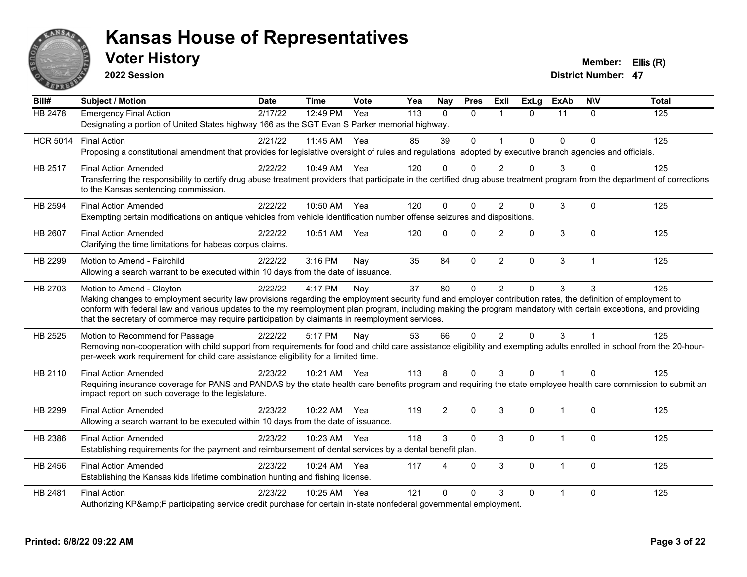# Kansas House of Representatives

## Voter History

**2022 Session**

**Member:** Ellis (R)
**District Number:** 47

| Bill# | Subject / Motion | Date | Time | Vote | Yea | Nay | Pres | ExII | ExLg | ExAb | N\V | Total |
|---|---|---|---|---|---|---|---|---|---|---|---|---|
| HB 2478 | Emergency Final Action<br>Designating a portion of United States highway 166 as the SGT Evan S Parker memorial highway. | 2/17/22 | 12:49 PM | Yea | 113 | 0 | 0 | 1 | 0 | 11 | 0 | 125 |
| HCR 5014 | Final Action<br>Proposing a constitutional amendment that provides for legislative oversight of rules and regulations adopted by executive branch agencies and officials. | 2/21/22 | 11:45 AM | Yea | 85 | 39 | 0 | 1 | 0 | 0 | 0 | 125 |
| HB 2517 | Final Action Amended<br>Transferring the responsibility to certify drug abuse treatment providers that participate in the certified drug abuse treatment program from the department of corrections to the Kansas sentencing commission. | 2/22/22 | 10:49 AM | Yea | 120 | 0 | 0 | 2 | 0 | 3 | 0 | 125 |
| HB 2594 | Final Action Amended<br>Exempting certain modifications on antique vehicles from vehicle identification number offense seizures and dispositions. | 2/22/22 | 10:50 AM | Yea | 120 | 0 | 0 | 2 | 0 | 3 | 0 | 125 |
| HB 2607 | Final Action Amended<br>Clarifying the time limitations for habeas corpus claims. | 2/22/22 | 10:51 AM | Yea | 120 | 0 | 0 | 2 | 0 | 3 | 0 | 125 |
| HB 2299 | Motion to Amend - Fairchild<br>Allowing a search warrant to be executed within 10 days from the date of issuance. | 2/22/22 | 3:16 PM | Nay | 35 | 84 | 0 | 2 | 0 | 3 | 1 | 125 |
| HB 2703 | Motion to Amend - Clayton<br>Making changes to employment security law provisions regarding the employment security fund and employer contribution rates, the definition of employment to conform with federal law and various updates to the my reemployment plan program, including making the program mandatory with certain exceptions, and providing that the secretary of commerce may require participation by claimants in reemployment services. | 2/22/22 | 4:17 PM | Nay | 37 | 80 | 0 | 2 | 0 | 3 | 3 | 125 |
| HB 2525 | Motion to Recommend for Passage<br>Removing non-cooperation with child support from requirements for food and child care assistance eligibility and exempting adults enrolled in school from the 20-hour-per-week work requirement for child care assistance eligibility for a limited time. | 2/22/22 | 5:17 PM | Nay | 53 | 66 | 0 | 2 | 0 | 3 | 1 | 125 |
| HB 2110 | Final Action Amended<br>Requiring insurance coverage for PANS and PANDAS by the state health care benefits program and requiring the state employee health care commission to submit an impact report on such coverage to the legislature. | 2/23/22 | 10:21 AM | Yea | 113 | 8 | 0 | 3 | 0 | 1 | 0 | 125 |
| HB 2299 | Final Action Amended<br>Allowing a search warrant to be executed within 10 days from the date of issuance. | 2/23/22 | 10:22 AM | Yea | 119 | 2 | 0 | 3 | 0 | 1 | 0 | 125 |
| HB 2386 | Final Action Amended<br>Establishing requirements for the payment and reimbursement of dental services by a dental benefit plan. | 2/23/22 | 10:23 AM | Yea | 118 | 3 | 0 | 3 | 0 | 1 | 0 | 125 |
| HB 2456 | Final Action Amended<br>Establishing the Kansas kids lifetime combination hunting and fishing license. | 2/23/22 | 10:24 AM | Yea | 117 | 4 | 0 | 3 | 0 | 1 | 0 | 125 |
| HB 2481 | Final Action<br>Authorizing KP&amp;F participating service credit purchase for certain in-state nonfederal governmental employment. | 2/23/22 | 10:25 AM | Yea | 121 | 0 | 0 | 3 | 0 | 1 | 0 | 125 |

**Printed: 6/8/22 09:22 AM**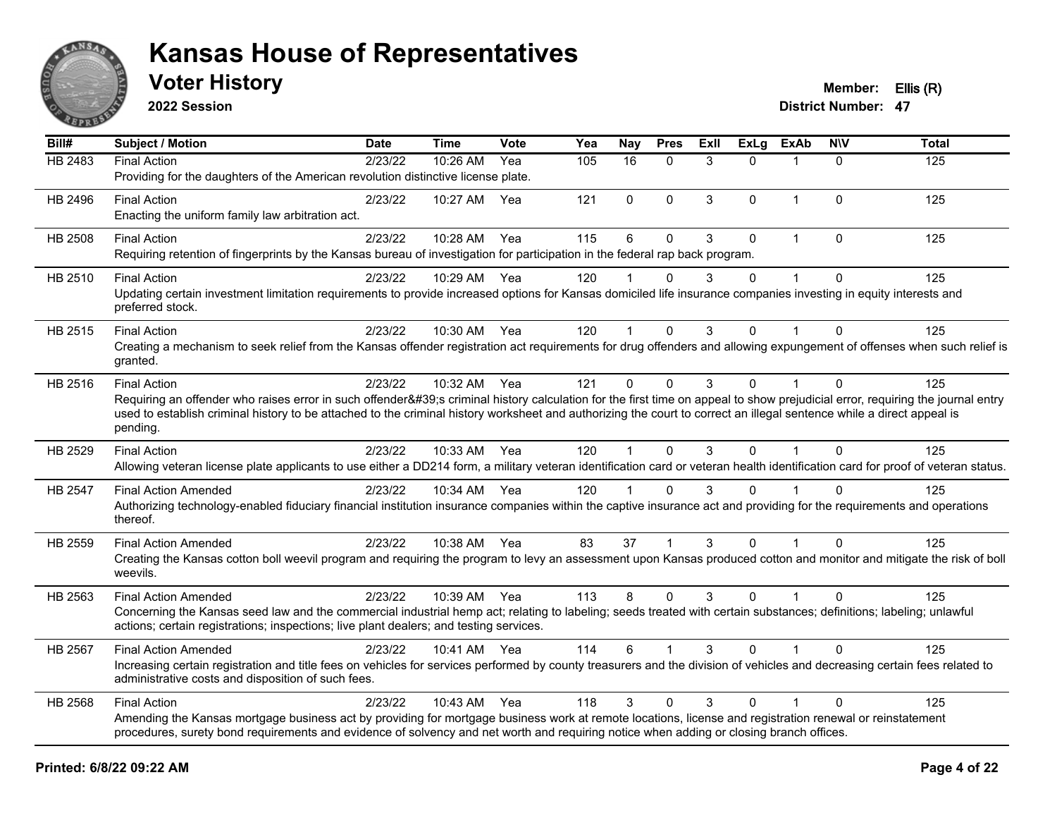# Kansas House of Representatives

## Voter History

**2022 Session**

**Member:** Ellis (R)
**District Number:** 47

| Bill# | Subject / Motion | Date | Time | Vote | Yea | Nay | Pres | ExII | ExLg | ExAb | N\V | Total |
|---|---|---|---|---|---|---|---|---|---|---|---|---|
| HB 2483 | Final Action | 2/23/22 | 10:26 AM | Yea | 105 | 16 | 0 | 3 | 0 | 1 | 0 | 125 |
| | Providing for the daughters of the American revolution distinctive license plate. | | | | | | | | | | | |
| HB 2496 | Final Action | 2/23/22 | 10:27 AM | Yea | 121 | 0 | 0 | 3 | 0 | 1 | 0 | 125 |
| | Enacting the uniform family law arbitration act. | | | | | | | | | | | |
| HB 2508 | Final Action | 2/23/22 | 10:28 AM | Yea | 115 | 6 | 0 | 3 | 0 | 1 | 0 | 125 |
| | Requiring retention of fingerprints by the Kansas bureau of investigation for participation in the federal rap back program. | | | | | | | | | | | |
| HB 2510 | Final Action | 2/23/22 | 10:29 AM | Yea | 120 | 1 | 0 | 3 | 0 | 1 | 0 | 125 |
| | Updating certain investment limitation requirements to provide increased options for Kansas domiciled life insurance companies investing in equity interests and preferred stock. | | | | | | | | | | | |
| HB 2515 | Final Action | 2/23/22 | 10:30 AM | Yea | 120 | 1 | 0 | 3 | 0 | 1 | 0 | 125 |
| | Creating a mechanism to seek relief from the Kansas offender registration act requirements for drug offenders and allowing expungement of offenses when such relief is granted. | | | | | | | | | | | |
| HB 2516 | Final Action | 2/23/22 | 10:32 AM | Yea | 121 | 0 | 0 | 3 | 0 | 1 | 0 | 125 |
| | Requiring an offender who raises error in such offender&#39;s criminal history calculation for the first time on appeal to show prejudicial error, requiring the journal entry used to establish criminal history to be attached to the criminal history worksheet and authorizing the court to correct an illegal sentence while a direct appeal is pending. | | | | | | | | | | | |
| HB 2529 | Final Action | 2/23/22 | 10:33 AM | Yea | 120 | 1 | 0 | 3 | 0 | 1 | 0 | 125 |
| | Allowing veteran license plate applicants to use either a DD214 form, a military veteran identification card or veteran health identification card for proof of veteran status. | | | | | | | | | | | |
| HB 2547 | Final Action Amended | 2/23/22 | 10:34 AM | Yea | 120 | 1 | 0 | 3 | 0 | 1 | 0 | 125 |
| | Authorizing technology-enabled fiduciary financial institution insurance companies within the captive insurance act and providing for the requirements and operations thereof. | | | | | | | | | | | |
| HB 2559 | Final Action Amended | 2/23/22 | 10:38 AM | Yea | 83 | 37 | 1 | 3 | 0 | 1 | 0 | 125 |
| | Creating the Kansas cotton boll weevil program and requiring the program to levy an assessment upon Kansas produced cotton and monitor and mitigate the risk of boll weevils. | | | | | | | | | | | |
| HB 2563 | Final Action Amended | 2/23/22 | 10:39 AM | Yea | 113 | 8 | 0 | 3 | 0 | 1 | 0 | 125 |
| | Concerning the Kansas seed law and the commercial industrial hemp act; relating to labeling; seeds treated with certain substances; definitions; labeling; unlawful actions; certain registrations; inspections; live plant dealers; and testing services. | | | | | | | | | | | |
| HB 2567 | Final Action Amended | 2/23/22 | 10:41 AM | Yea | 114 | 6 | 1 | 3 | 0 | 1 | 0 | 125 |
| | Increasing certain registration and title fees on vehicles for services performed by county treasurers and the division of vehicles and decreasing certain fees related to administrative costs and disposition of such fees. | | | | | | | | | | | |
| HB 2568 | Final Action | 2/23/22 | 10:43 AM | Yea | 118 | 3 | 0 | 3 | 0 | 1 | 0 | 125 |
| | Amending the Kansas mortgage business act by providing for mortgage business work at remote locations, license and registration renewal or reinstatement procedures, surety bond requirements and evidence of solvency and net worth and requiring notice when adding or closing branch offices. | | | | | | | | | | | |

Printed: 6/8/22 09:22 AM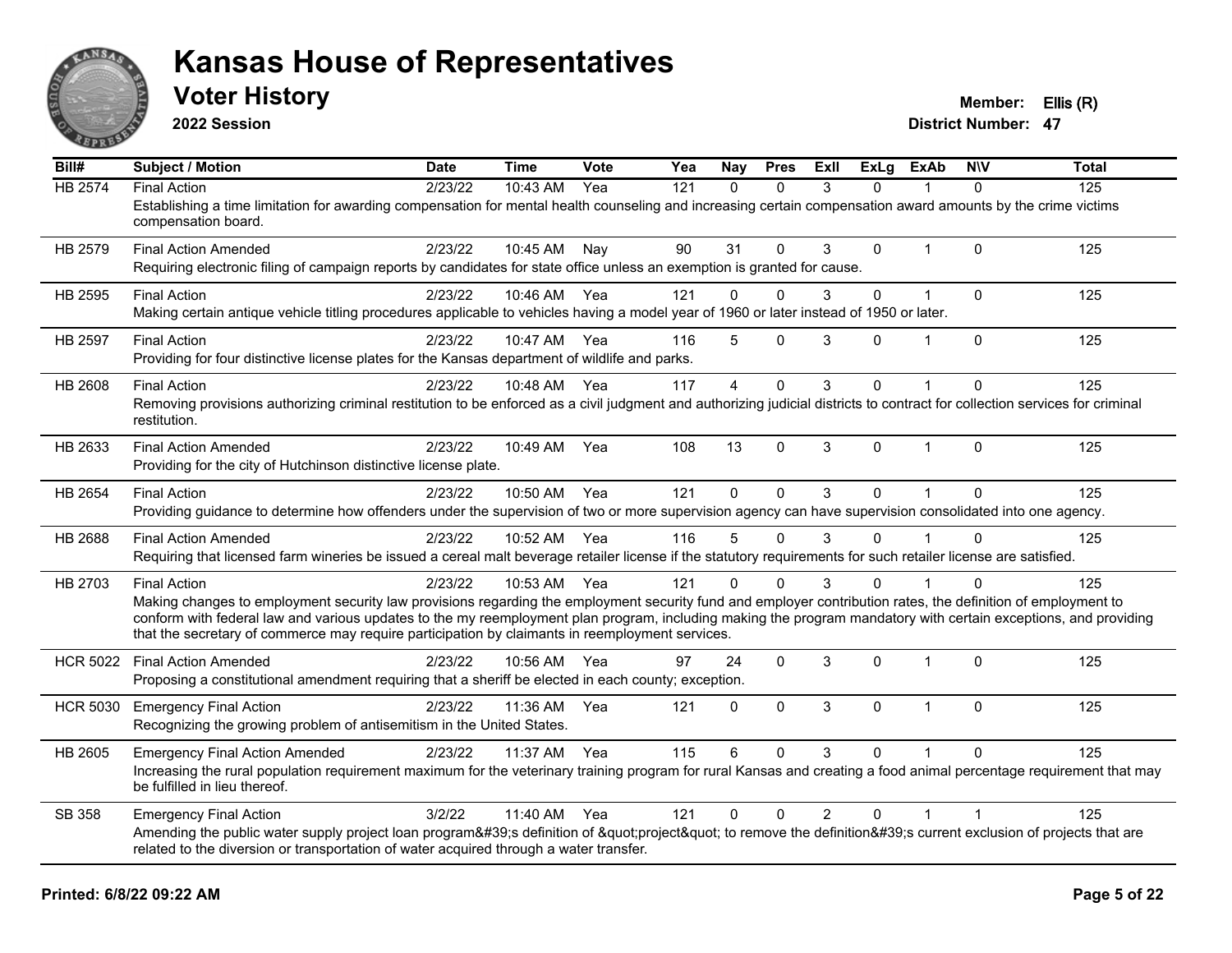# Kansas House of Representatives

## Voter History

**2022 Session**

**Member:** Ellis (R)
**District Number:** 47

| Bill# | Subject / Motion | Date | Time | Vote | Yea | Nay | Pres | ExII | ExLg | ExAb | N\V | Total |
|---|---|---|---|---|---|---|---|---|---|---|---|---|
| HB 2574 | Final Action | 2/23/22 | 10:43 AM | Yea | 121 | 0 | 0 | 3 | 0 | 1 | 0 | 125 |
| | Establishing a time limitation for awarding compensation for mental health counseling and increasing certain compensation award amounts by the crime victims compensation board. | | | | | | | | | | | |
| HB 2579 | Final Action Amended | 2/23/22 | 10:45 AM | Nay | 90 | 31 | 0 | 3 | 0 | 1 | 0 | 125 |
| | Requiring electronic filing of campaign reports by candidates for state office unless an exemption is granted for cause. | | | | | | | | | | | |
| HB 2595 | Final Action | 2/23/22 | 10:46 AM | Yea | 121 | 0 | 0 | 3 | 0 | 1 | 0 | 125 |
| | Making certain antique vehicle titling procedures applicable to vehicles having a model year of 1960 or later instead of 1950 or later. | | | | | | | | | | | |
| HB 2597 | Final Action | 2/23/22 | 10:47 AM | Yea | 116 | 5 | 0 | 3 | 0 | 1 | 0 | 125 |
| | Providing for four distinctive license plates for the Kansas department of wildlife and parks. | | | | | | | | | | | |
| HB 2608 | Final Action | 2/23/22 | 10:48 AM | Yea | 117 | 4 | 0 | 3 | 0 | 1 | 0 | 125 |
| | Removing provisions authorizing criminal restitution to be enforced as a civil judgment and authorizing judicial districts to contract for collection services for criminal restitution. | | | | | | | | | | | |
| HB 2633 | Final Action Amended | 2/23/22 | 10:49 AM | Yea | 108 | 13 | 0 | 3 | 0 | 1 | 0 | 125 |
| | Providing for the city of Hutchinson distinctive license plate. | | | | | | | | | | | |
| HB 2654 | Final Action | 2/23/22 | 10:50 AM | Yea | 121 | 0 | 0 | 3 | 0 | 1 | 0 | 125 |
| | Providing guidance to determine how offenders under the supervision of two or more supervision agency can have supervision consolidated into one agency. | | | | | | | | | | | |
| HB 2688 | Final Action Amended | 2/23/22 | 10:52 AM | Yea | 116 | 5 | 0 | 3 | 0 | 1 | 0 | 125 |
| | Requiring that licensed farm wineries be issued a cereal malt beverage retailer license if the statutory requirements for such retailer license are satisfied. | | | | | | | | | | | |
| HB 2703 | Final Action | 2/23/22 | 10:53 AM | Yea | 121 | 0 | 0 | 3 | 0 | 1 | 0 | 125 |
| | Making changes to employment security law provisions regarding the employment security fund and employer contribution rates, the definition of employment to conform with federal law and various updates to the my reemployment plan program, including making the program mandatory with certain exceptions, and providing that the secretary of commerce may require participation by claimants in reemployment services. | | | | | | | | | | | |
| HCR 5022 | Final Action Amended | 2/23/22 | 10:56 AM | Yea | 97 | 24 | 0 | 3 | 0 | 1 | 0 | 125 |
| | Proposing a constitutional amendment requiring that a sheriff be elected in each county; exception. | | | | | | | | | | | |
| HCR 5030 | Emergency Final Action | 2/23/22 | 11:36 AM | Yea | 121 | 0 | 0 | 3 | 0 | 1 | 0 | 125 |
| | Recognizing the growing problem of antisemitism in the United States. | | | | | | | | | | | |
| HB 2605 | Emergency Final Action Amended | 2/23/22 | 11:37 AM | Yea | 115 | 6 | 0 | 3 | 0 | 1 | 0 | 125 |
| | Increasing the rural population requirement maximum for the veterinary training program for rural Kansas and creating a food animal percentage requirement that may be fulfilled in lieu thereof. | | | | | | | | | | | |
| SB 358 | Emergency Final Action | 3/2/22 | 11:40 AM | Yea | 121 | 0 | 0 | 2 | 0 | 1 | 1 | 125 |
| | Amending the public water supply project loan program&#39;s definition of &quot;project&quot; to remove the definition&#39;s current exclusion of projects that are related to the diversion or transportation of water acquired through a water transfer. | | | | | | | | | | | |

**Printed: 6/8/22 09:22 AM**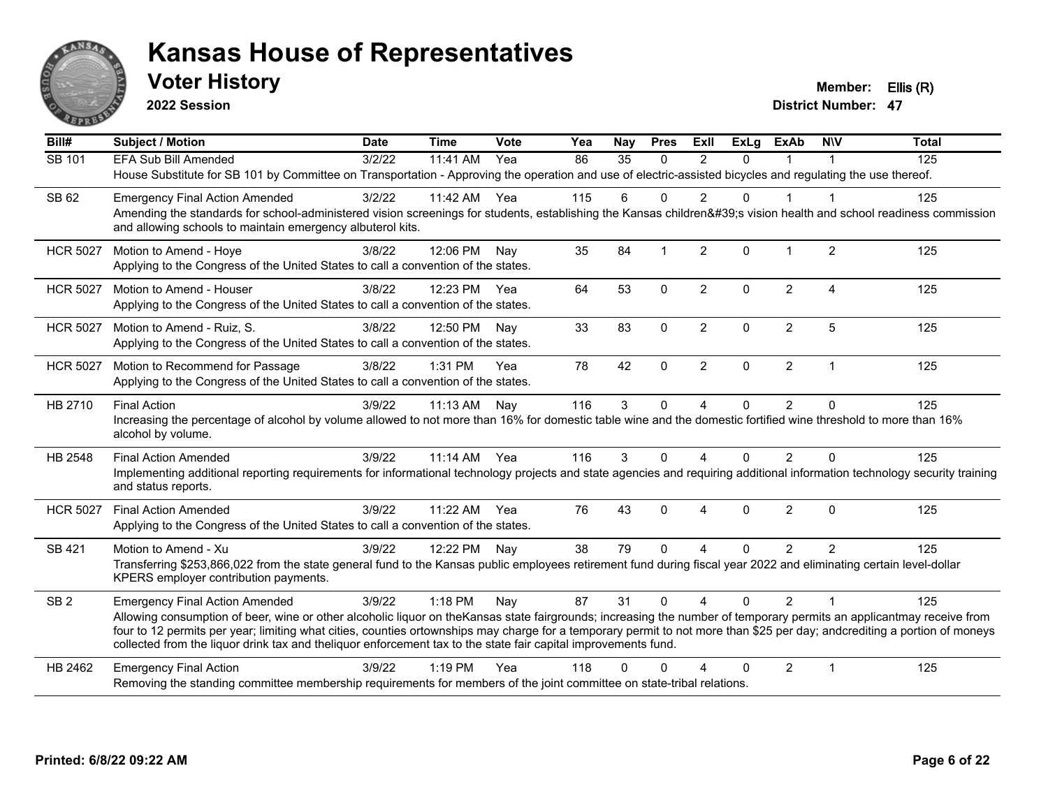# Kansas House of Representatives

## Voter History

**2022 Session**

**Member:** Ellis (R)
**District Number:** 47

| Bill# | Subject / Motion | Date | Time | Vote | Yea | Nay | Pres | ExII | ExLg | ExAb | N\V | Total |
|---|---|---|---|---|---|---|---|---|---|---|---|---|
| SB 101 | EFA Sub Bill Amended | 3/2/22 | 11:41 AM | Yea | 86 | 35 | 0 | 2 | 0 | 1 | 1 | 125 |
| | House Substitute for SB 101 by Committee on Transportation - Approving the operation and use of electric-assisted bicycles and regulating the use thereof. | | | | | | | | | | | |
| SB 62 | Emergency Final Action Amended | 3/2/22 | 11:42 AM | Yea | 115 | 6 | 0 | 2 | 0 | 1 | 1 | 125 |
| | Amending the standards for school-administered vision screenings for students, establishing the Kansas children&#39;s vision health and school readiness commission and allowing schools to maintain emergency albuterol kits. | | | | | | | | | | | |
| HCR 5027 | Motion to Amend - Hoye | 3/8/22 | 12:06 PM | Nay | 35 | 84 | 1 | 2 | 0 | 1 | 2 | 125 |
| | Applying to the Congress of the United States to call a convention of the states. | | | | | | | | | | | |
| HCR 5027 | Motion to Amend - Houser | 3/8/22 | 12:23 PM | Yea | 64 | 53 | 0 | 2 | 0 | 2 | 4 | 125 |
| | Applying to the Congress of the United States to call a convention of the states. | | | | | | | | | | | |
| HCR 5027 | Motion to Amend - Ruiz, S. | 3/8/22 | 12:50 PM | Nay | 33 | 83 | 0 | 2 | 0 | 2 | 5 | 125 |
| | Applying to the Congress of the United States to call a convention of the states. | | | | | | | | | | | |
| HCR 5027 | Motion to Recommend for Passage | 3/8/22 | 1:31 PM | Yea | 78 | 42 | 0 | 2 | 0 | 2 | 1 | 125 |
| | Applying to the Congress of the United States to call a convention of the states. | | | | | | | | | | | |
| HB 2710 | Final Action | 3/9/22 | 11:13 AM | Nay | 116 | 3 | 0 | 4 | 0 | 2 | 0 | 125 |
| | Increasing the percentage of alcohol by volume allowed to not more than 16% for domestic table wine and the domestic fortified wine threshold to more than 16% alcohol by volume. | | | | | | | | | | | |
| HB 2548 | Final Action Amended | 3/9/22 | 11:14 AM | Yea | 116 | 3 | 0 | 4 | 0 | 2 | 0 | 125 |
| | Implementing additional reporting requirements for informational technology projects and state agencies and requiring additional information technology security training and status reports. | | | | | | | | | | | |
| HCR 5027 | Final Action Amended | 3/9/22 | 11:22 AM | Yea | 76 | 43 | 0 | 4 | 0 | 2 | 0 | 125 |
| | Applying to the Congress of the United States to call a convention of the states. | | | | | | | | | | | |
| SB 421 | Motion to Amend - Xu | 3/9/22 | 12:22 PM | Nay | 38 | 79 | 0 | 4 | 0 | 2 | 2 | 125 |
| | Transferring $253,866,022 from the state general fund to the Kansas public employees retirement fund during fiscal year 2022 and eliminating certain level-dollar KPERS employer contribution payments. | | | | | | | | | | | |
| SB 2 | Emergency Final Action Amended | 3/9/22 | 1:18 PM | Nay | 87 | 31 | 0 | 4 | 0 | 2 | 1 | 125 |
| | Allowing consumption of beer, wine or other alcoholic liquor on theKansas state fairgrounds; increasing the number of temporary permits an applicantmay receive from four to 12 permits per year; limiting what cities, counties ortownships may charge for a temporary permit to not more than $25 per day; andcrediting a portion of moneys collected from the liquor drink tax and theliquor enforcement tax to the state fair capital improvements fund. | | | | | | | | | | | |
| HB 2462 | Emergency Final Action | 3/9/22 | 1:19 PM | Yea | 118 | 0 | 0 | 4 | 0 | 2 | 1 | 125 |
| | Removing the standing committee membership requirements for members of the joint committee on state-tribal relations. | | | | | | | | | | | |

**Printed: 6/8/22 09:22 AM**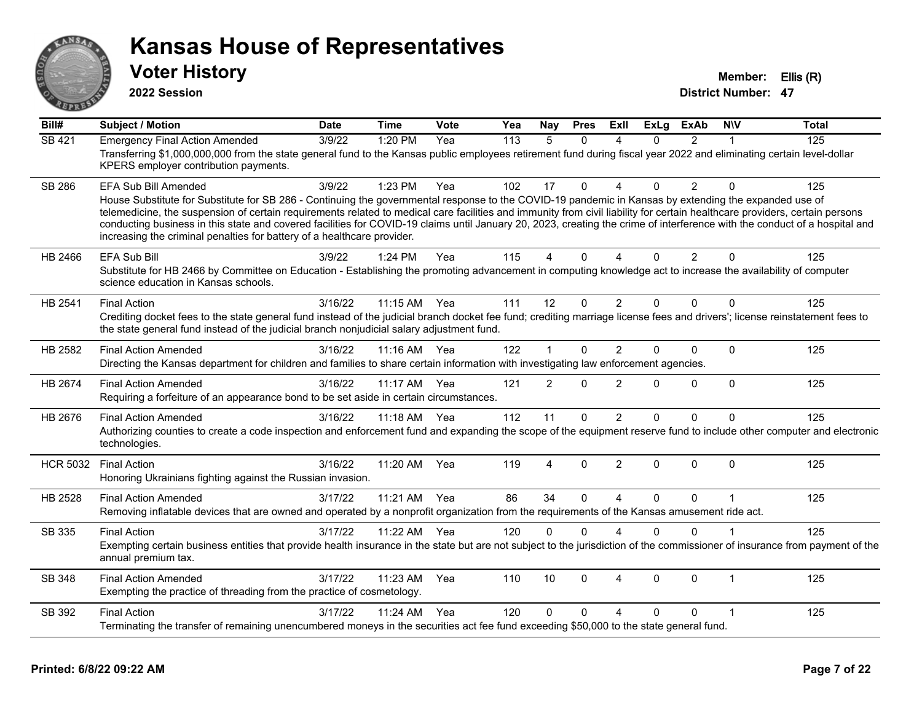# Kansas House of Representatives

## Voter History

**2022 Session**

**Member:** Ellis (R)
**District Number:** 47

| Bill# | Subject / Motion | Date | Time | Vote | Yea | Nay | Pres | ExII | ExLg | ExAb | N\V | Total |
|---|---|---|---|---|---|---|---|---|---|---|---|---|
| SB 421 | Emergency Final Action Amended | 3/9/22 | 1:20 PM | Yea | 113 | 5 | 0 | 4 | 0 | 2 | 1 | 125 |
| | Transferring $1,000,000,000 from the state general fund to the Kansas public employees retirement fund during fiscal year 2022 and eliminating certain level-dollar KPERS employer contribution payments. | | | | | | | | | | | |
| SB 286 | EFA Sub Bill Amended | 3/9/22 | 1:23 PM | Yea | 102 | 17 | 0 | 4 | 0 | 2 | 0 | 125 |
| | House Substitute for Substitute for SB 286 - Continuing the governmental response to the COVID-19 pandemic in Kansas by extending the expanded use of telemedicine, the suspension of certain requirements related to medical care facilities and immunity from civil liability for certain healthcare providers, certain persons conducting business in this state and covered facilities for COVID-19 claims until January 20, 2023, creating the crime of interference with the conduct of a hospital and increasing the criminal penalties for battery of a healthcare provider. | | | | | | | | | | | |
| HB 2466 | EFA Sub Bill | 3/9/22 | 1:24 PM | Yea | 115 | 4 | 0 | 4 | 0 | 2 | 0 | 125 |
| | Substitute for HB 2466 by Committee on Education - Establishing the promoting advancement in computing knowledge act to increase the availability of computer science education in Kansas schools. | | | | | | | | | | | |
| HB 2541 | Final Action | 3/16/22 | 11:15 AM | Yea | 111 | 12 | 0 | 2 | 0 | 0 | 0 | 125 |
| | Crediting docket fees to the state general fund instead of the judicial branch docket fee fund; crediting marriage license fees and drivers'; license reinstatement fees to the state general fund instead of the judicial branch nonjudicial salary adjustment fund. | | | | | | | | | | | |
| HB 2582 | Final Action Amended | 3/16/22 | 11:16 AM | Yea | 122 | 1 | 0 | 2 | 0 | 0 | 0 | 125 |
| | Directing the Kansas department for children and families to share certain information with investigating law enforcement agencies. | | | | | | | | | | | |
| HB 2674 | Final Action Amended | 3/16/22 | 11:17 AM | Yea | 121 | 2 | 0 | 2 | 0 | 0 | 0 | 125 |
| | Requiring a forfeiture of an appearance bond to be set aside in certain circumstances. | | | | | | | | | | | |
| HB 2676 | Final Action Amended | 3/16/22 | 11:18 AM | Yea | 112 | 11 | 0 | 2 | 0 | 0 | 0 | 125 |
| | Authorizing counties to create a code inspection and enforcement fund and expanding the scope of the equipment reserve fund to include other computer and electronic technologies. | | | | | | | | | | | |
| HCR 5032 | Final Action | 3/16/22 | 11:20 AM | Yea | 119 | 4 | 0 | 2 | 0 | 0 | 0 | 125 |
| | Honoring Ukrainians fighting against the Russian invasion. | | | | | | | | | | | |
| HB 2528 | Final Action Amended | 3/17/22 | 11:21 AM | Yea | 86 | 34 | 0 | 4 | 0 | 0 | 1 | 125 |
| | Removing inflatable devices that are owned and operated by a nonprofit organization from the requirements of the Kansas amusement ride act. | | | | | | | | | | | |
| SB 335 | Final Action | 3/17/22 | 11:22 AM | Yea | 120 | 0 | 0 | 4 | 0 | 0 | 1 | 125 |
| | Exempting certain business entities that provide health insurance in the state but are not subject to the jurisdiction of the commissioner of insurance from payment of the annual premium tax. | | | | | | | | | | | |
| SB 348 | Final Action Amended | 3/17/22 | 11:23 AM | Yea | 110 | 10 | 0 | 4 | 0 | 0 | 1 | 125 |
| | Exempting the practice of threading from the practice of cosmetology. | | | | | | | | | | | |
| SB 392 | Final Action | 3/17/22 | 11:24 AM | Yea | 120 | 0 | 0 | 4 | 0 | 0 | 1 | 125 |
| | Terminating the transfer of remaining unencumbered moneys in the securities act fee fund exceeding $50,000 to the state general fund. | | | | | | | | | | | |

**Printed: 6/8/22 09:22 AM**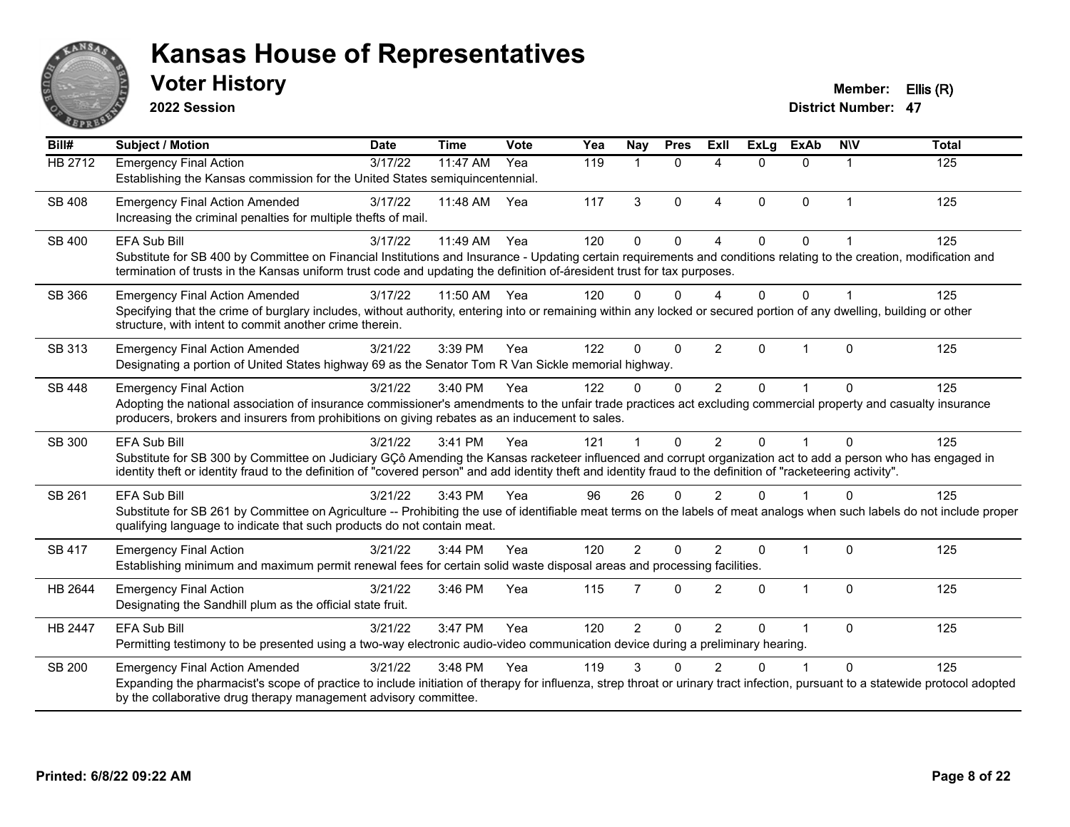# Kansas House of Representatives

## Voter History

**2022 Session**

**Member:** Ellis (R)
**District Number:** 47

| Bill# | Subject / Motion | Date | Time | Vote | Yea | Nay | Pres | ExII | ExLg | ExAb | N\V | Total |
|---|---|---|---|---|---|---|---|---|---|---|---|---|
| HB 2712 | Emergency Final Action<br>Establishing the Kansas commission for the United States semiquincentennial. | 3/17/22 | 11:47 AM | Yea | 119 | 1 | 0 | 4 | 0 | 0 | 1 | 125 |
| SB 408 | Emergency Final Action Amended<br>Increasing the criminal penalties for multiple thefts of mail. | 3/17/22 | 11:48 AM | Yea | 117 | 3 | 0 | 4 | 0 | 0 | 1 | 125 |
| SB 400 | EFA Sub Bill<br>Substitute for SB 400 by Committee on Financial Institutions and Insurance - Updating certain requirements and conditions relating to the creation, modification and termination of trusts in the Kansas uniform trust code and updating the definition of-áresident trust for tax purposes. | 3/17/22 | 11:49 AM | Yea | 120 | 0 | 0 | 4 | 0 | 0 | 1 | 125 |
| SB 366 | Emergency Final Action Amended<br>Specifying that the crime of burglary includes, without authority, entering into or remaining within any locked or secured portion of any dwelling, building or other structure, with intent to commit another crime therein. | 3/17/22 | 11:50 AM | Yea | 120 | 0 | 0 | 4 | 0 | 0 | 1 | 125 |
| SB 313 | Emergency Final Action Amended<br>Designating a portion of United States highway 69 as the Senator Tom R Van Sickle memorial highway. | 3/21/22 | 3:39 PM | Yea | 122 | 0 | 0 | 2 | 0 | 1 | 0 | 125 |
| SB 448 | Emergency Final Action<br>Adopting the national association of insurance commissioner's amendments to the unfair trade practices act excluding commercial property and casualty insurance producers, brokers and insurers from prohibitions on giving rebates as an inducement to sales. | 3/21/22 | 3:40 PM | Yea | 122 | 0 | 0 | 2 | 0 | 1 | 0 | 125 |
| SB 300 | EFA Sub Bill<br>Substitute for SB 300 by Committee on Judiciary GÇô Amending the Kansas racketeer influenced and corrupt organization act to add a person who has engaged in identity theft or identity fraud to the definition of "covered person" and add identity theft and identity fraud to the definition of "racketeering activity". | 3/21/22 | 3:41 PM | Yea | 121 | 1 | 0 | 2 | 0 | 1 | 0 | 125 |
| SB 261 | EFA Sub Bill<br>Substitute for SB 261 by Committee on Agriculture -- Prohibiting the use of identifiable meat terms on the labels of meat analogs when such labels do not include proper qualifying language to indicate that such products do not contain meat. | 3/21/22 | 3:43 PM | Yea | 96 | 26 | 0 | 2 | 0 | 1 | 0 | 125 |
| SB 417 | Emergency Final Action<br>Establishing minimum and maximum permit renewal fees for certain solid waste disposal areas and processing facilities. | 3/21/22 | 3:44 PM | Yea | 120 | 2 | 0 | 2 | 0 | 1 | 0 | 125 |
| HB 2644 | Emergency Final Action<br>Designating the Sandhill plum as the official state fruit. | 3/21/22 | 3:46 PM | Yea | 115 | 7 | 0 | 2 | 0 | 1 | 0 | 125 |
| HB 2447 | EFA Sub Bill<br>Permitting testimony to be presented using a two-way electronic audio-video communication device during a preliminary hearing. | 3/21/22 | 3:47 PM | Yea | 120 | 2 | 0 | 2 | 0 | 1 | 0 | 125 |
| SB 200 | Emergency Final Action Amended<br>Expanding the pharmacist's scope of practice to include initiation of therapy for influenza, strep throat or urinary tract infection, pursuant to a statewide protocol adopted by the collaborative drug therapy management advisory committee. | 3/21/22 | 3:48 PM | Yea | 119 | 3 | 0 | 2 | 0 | 1 | 0 | 125 |

**Printed: 6/8/22 09:22 AM**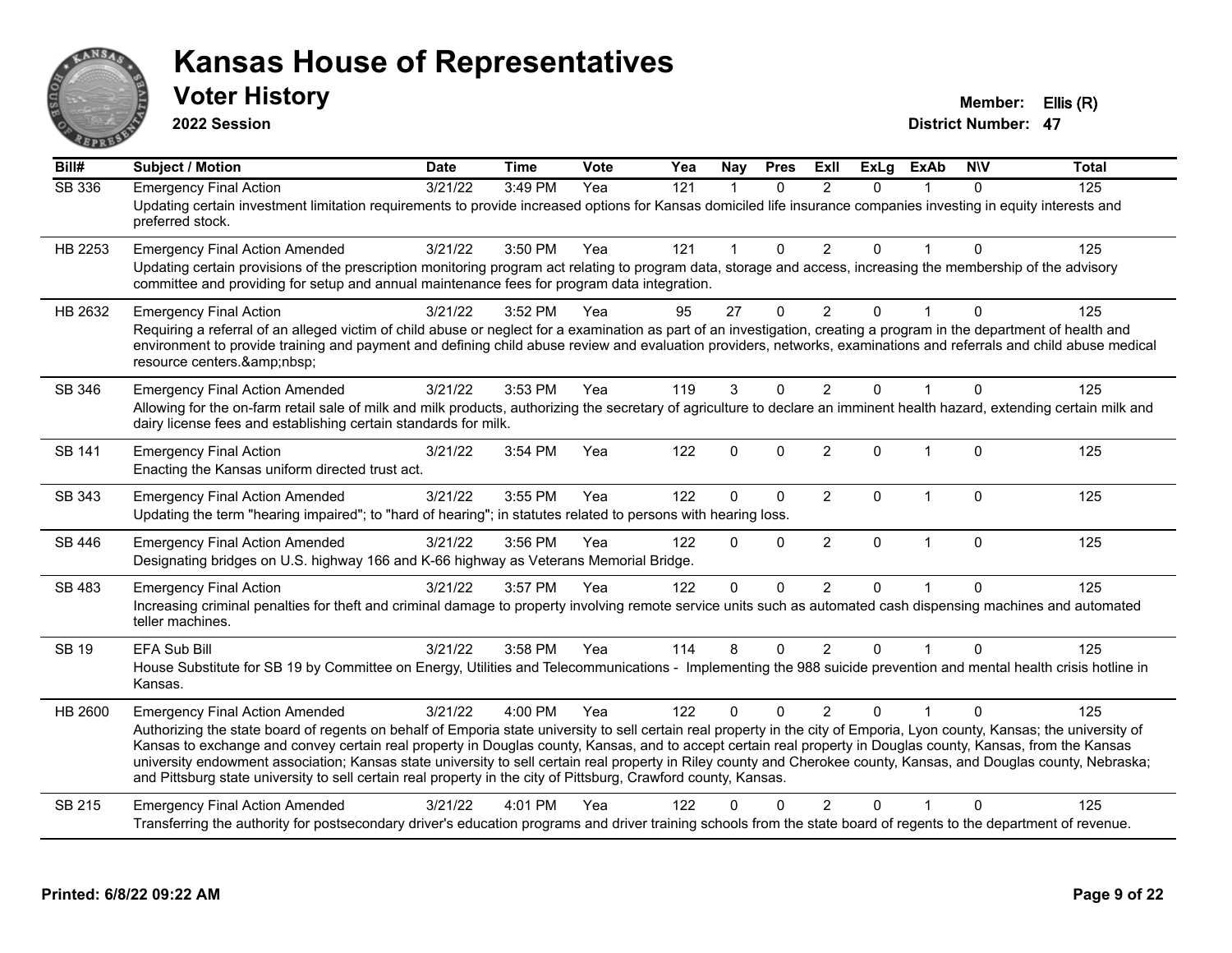# Kansas House of Representatives

## Voter History

**2022 Session**

**Member:** Ellis (R)
**District Number:** 47

| Bill# | Subject / Motion | Date | Time | Vote | Yea | Nay | Pres | ExII | ExLg | ExAb | N\V | Total |
|---|---|---|---|---|---|---|---|---|---|---|---|---|
| SB 336 | Emergency Final Action | 3/21/22 | 3:49 PM | Yea | 121 | 1 | 0 | 2 | 0 | 1 | 0 | 125 |
| | Updating certain investment limitation requirements to provide increased options for Kansas domiciled life insurance companies investing in equity interests and preferred stock. | | | | | | | | | | | |
| HB 2253 | Emergency Final Action Amended | 3/21/22 | 3:50 PM | Yea | 121 | 1 | 0 | 2 | 0 | 1 | 0 | 125 |
| | Updating certain provisions of the prescription monitoring program act relating to program data, storage and access, increasing the membership of the advisory committee and providing for setup and annual maintenance fees for program data integration. | | | | | | | | | | | |
| HB 2632 | Emergency Final Action | 3/21/22 | 3:52 PM | Yea | 95 | 27 | 0 | 2 | 0 | 1 | 0 | 125 |
| | Requiring a referral of an alleged victim of child abuse or neglect for a examination as part of an investigation, creating a program in the department of health and environment to provide training and payment and defining child abuse review and evaluation providers, networks, examinations and referrals and child abuse medical resource centers.&amp;nbsp; | | | | | | | | | | | |
| SB 346 | Emergency Final Action Amended | 3/21/22 | 3:53 PM | Yea | 119 | 3 | 0 | 2 | 0 | 1 | 0 | 125 |
| | Allowing for the on-farm retail sale of milk and milk products, authorizing the secretary of agriculture to declare an imminent health hazard, extending certain milk and dairy license fees and establishing certain standards for milk. | | | | | | | | | | | |
| SB 141 | Emergency Final Action | 3/21/22 | 3:54 PM | Yea | 122 | 0 | 0 | 2 | 0 | 1 | 0 | 125 |
| | Enacting the Kansas uniform directed trust act. | | | | | | | | | | | |
| SB 343 | Emergency Final Action Amended | 3/21/22 | 3:55 PM | Yea | 122 | 0 | 0 | 2 | 0 | 1 | 0 | 125 |
| | Updating the term "hearing impaired"; to "hard of hearing"; in statutes related to persons with hearing loss. | | | | | | | | | | | |
| SB 446 | Emergency Final Action Amended | 3/21/22 | 3:56 PM | Yea | 122 | 0 | 0 | 2 | 0 | 1 | 0 | 125 |
| | Designating bridges on U.S. highway 166 and K-66 highway as Veterans Memorial Bridge. | | | | | | | | | | | |
| SB 483 | Emergency Final Action | 3/21/22 | 3:57 PM | Yea | 122 | 0 | 0 | 2 | 0 | 1 | 0 | 125 |
| | Increasing criminal penalties for theft and criminal damage to property involving remote service units such as automated cash dispensing machines and automated teller machines. | | | | | | | | | | | |
| SB 19 | EFA Sub Bill | 3/21/22 | 3:58 PM | Yea | 114 | 8 | 0 | 2 | 0 | 1 | 0 | 125 |
| | House Substitute for SB 19 by Committee on Energy, Utilities and Telecommunications - Implementing the 988 suicide prevention and mental health crisis hotline in Kansas. | | | | | | | | | | | |
| HB 2600 | Emergency Final Action Amended | 3/21/22 | 4:00 PM | Yea | 122 | 0 | 0 | 2 | 0 | 1 | 0 | 125 |
| | Authorizing the state board of regents on behalf of Emporia state university to sell certain real property in the city of Emporia, Lyon county, Kansas; the university of Kansas to exchange and convey certain real property in Douglas county, Kansas, and to accept certain real property in Douglas county, Kansas, from the Kansas university endowment association; Kansas state university to sell certain real property in Riley county and Cherokee county, Kansas, and Douglas county, Nebraska; and Pittsburg state university to sell certain real property in the city of Pittsburg, Crawford county, Kansas. | | | | | | | | | | | |
| SB 215 | Emergency Final Action Amended | 3/21/22 | 4:01 PM | Yea | 122 | 0 | 0 | 2 | 0 | 1 | 0 | 125 |
| | Transferring the authority for postsecondary driver's education programs and driver training schools from the state board of regents to the department of revenue. | | | | | | | | | | | |

**Printed: 6/8/22 09:22 AM**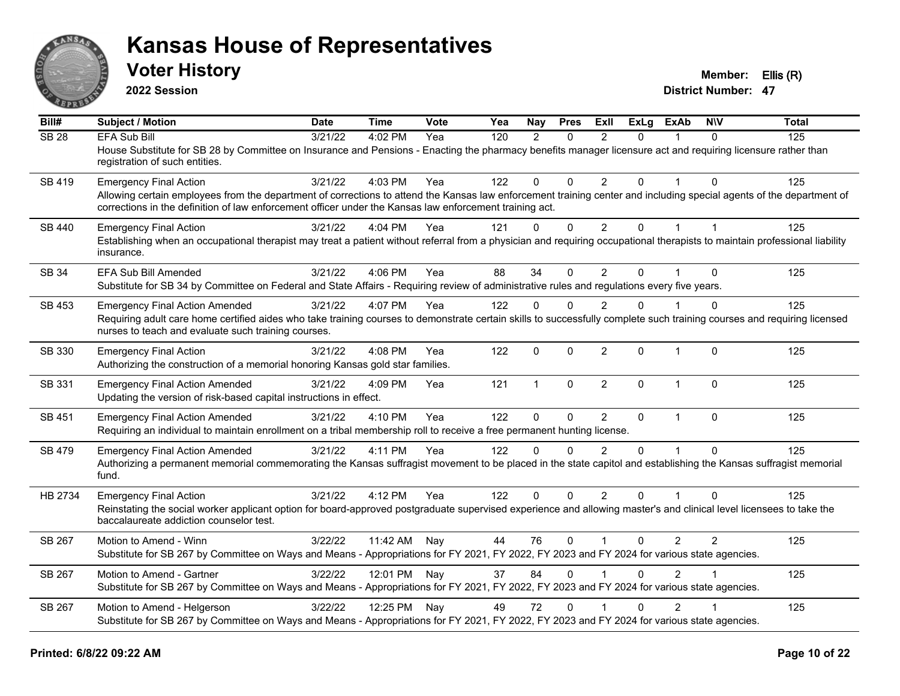# Kansas House of Representatives

## Voter History

**2022 Session**

**Member:** Ellis (R)
**District Number:** 47

| Bill# | Subject / Motion | Date | Time | Vote | Yea | Nay | Pres | ExII | ExLg | ExAb | N\V | Total |
|---|---|---|---|---|---|---|---|---|---|---|---|---|
| SB 28 | EFA Sub Bill | 3/21/22 | 4:02 PM | Yea | 120 | 2 | 0 | 2 | 0 | 1 | 0 | 125 |
| | House Substitute for SB 28 by Committee on Insurance and Pensions - Enacting the pharmacy benefits manager licensure act and requiring licensure rather than registration of such entities. | | | | | | | | | | | |
| SB 419 | Emergency Final Action | 3/21/22 | 4:03 PM | Yea | 122 | 0 | 0 | 2 | 0 | 1 | 0 | 125 |
| | Allowing certain employees from the department of corrections to attend the Kansas law enforcement training center and including special agents of the department of corrections in the definition of law enforcement officer under the Kansas law enforcement training act. | | | | | | | | | | | |
| SB 440 | Emergency Final Action | 3/21/22 | 4:04 PM | Yea | 121 | 0 | 0 | 2 | 0 | 1 | 1 | 125 |
| | Establishing when an occupational therapist may treat a patient without referral from a physician and requiring occupational therapists to maintain professional liability insurance. | | | | | | | | | | | |
| SB 34 | EFA Sub Bill Amended | 3/21/22 | 4:06 PM | Yea | 88 | 34 | 0 | 2 | 0 | 1 | 0 | 125 |
| | Substitute for SB 34 by Committee on Federal and State Affairs - Requiring review of administrative rules and regulations every five years. | | | | | | | | | | | |
| SB 453 | Emergency Final Action Amended | 3/21/22 | 4:07 PM | Yea | 122 | 0 | 0 | 2 | 0 | 1 | 0 | 125 |
| | Requiring adult care home certified aides who take training courses to demonstrate certain skills to successfully complete such training courses and requiring licensed nurses to teach and evaluate such training courses. | | | | | | | | | | | |
| SB 330 | Emergency Final Action | 3/21/22 | 4:08 PM | Yea | 122 | 0 | 0 | 2 | 0 | 1 | 0 | 125 |
| | Authorizing the construction of a memorial honoring Kansas gold star families. | | | | | | | | | | | |
| SB 331 | Emergency Final Action Amended | 3/21/22 | 4:09 PM | Yea | 121 | 1 | 0 | 2 | 0 | 1 | 0 | 125 |
| | Updating the version of risk-based capital instructions in effect. | | | | | | | | | | | |
| SB 451 | Emergency Final Action Amended | 3/21/22 | 4:10 PM | Yea | 122 | 0 | 0 | 2 | 0 | 1 | 0 | 125 |
| | Requiring an individual to maintain enrollment on a tribal membership roll to receive a free permanent hunting license. | | | | | | | | | | | |
| SB 479 | Emergency Final Action Amended | 3/21/22 | 4:11 PM | Yea | 122 | 0 | 0 | 2 | 0 | 1 | 0 | 125 |
| | Authorizing a permanent memorial commemorating the Kansas suffragist movement to be placed in the state capitol and establishing the Kansas suffragist memorial fund. | | | | | | | | | | | |
| HB 2734 | Emergency Final Action | 3/21/22 | 4:12 PM | Yea | 122 | 0 | 0 | 2 | 0 | 1 | 0 | 125 |
| | Reinstating the social worker applicant option for board-approved postgraduate supervised experience and allowing master's and clinical level licensees to take the baccalaureate addiction counselor test. | | | | | | | | | | | |
| SB 267 | Motion to Amend - Winn | 3/22/22 | 11:42 AM | Nay | 44 | 76 | 0 | 1 | 0 | 2 | 2 | 125 |
| | Substitute for SB 267 by Committee on Ways and Means - Appropriations for FY 2021, FY 2022, FY 2023 and FY 2024 for various state agencies. | | | | | | | | | | | |
| SB 267 | Motion to Amend - Gartner | 3/22/22 | 12:01 PM | Nay | 37 | 84 | 0 | 1 | 0 | 2 | 1 | 125 |
| | Substitute for SB 267 by Committee on Ways and Means - Appropriations for FY 2021, FY 2022, FY 2023 and FY 2024 for various state agencies. | | | | | | | | | | | |
| SB 267 | Motion to Amend - Helgerson | 3/22/22 | 12:25 PM | Nay | 49 | 72 | 0 | 1 | 0 | 2 | 1 | 125 |
| | Substitute for SB 267 by Committee on Ways and Means - Appropriations for FY 2021, FY 2022, FY 2023 and FY 2024 for various state agencies. | | | | | | | | | | | |

Printed: 6/8/22 09:22 AM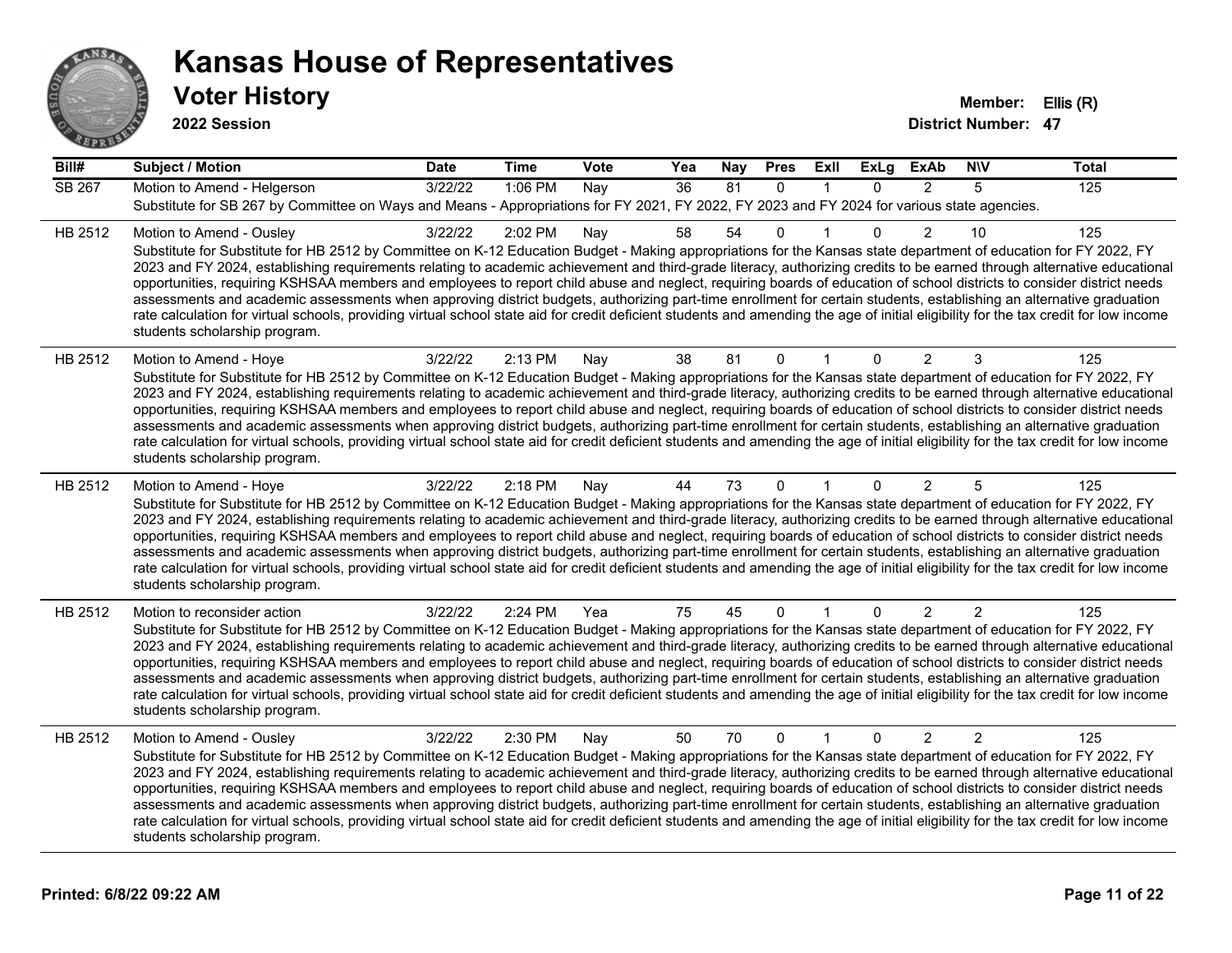# Kansas House of Representatives

## Voter History

**2022 Session**

**Member:** Ellis (R)
**District Number:** 47

| Bill# | Subject / Motion | Date | Time | Vote | Yea | Nay | Pres | ExII | ExLg | ExAb | N\V | Total |
|---|---|---|---|---|---|---|---|---|---|---|---|---|
| SB 267 | Motion to Amend - Helgerson | 3/22/22 | 1:06 PM | Nay | 36 | 81 | 0 | 1 | 0 | 2 | 5 | 125 |
| | Substitute for SB 267 by Committee on Ways and Means - Appropriations for FY 2021, FY 2022, FY 2023 and FY 2024 for various state agencies. | | | | | | | | | | | |
| HB 2512 | Motion to Amend - Ousley | 3/22/22 | 2:02 PM | Nay | 58 | 54 | 0 | 1 | 0 | 2 | 10 | 125 |
| | Substitute for Substitute for HB 2512 by Committee on K-12 Education Budget - Making appropriations for the Kansas state department of education for FY 2022, FY 2023 and FY 2024, establishing requirements relating to academic achievement and third-grade literacy, authorizing credits to be earned through alternative educational opportunities, requiring KSHSAA members and employees to report child abuse and neglect, requiring boards of education of school districts to consider district needs assessments and academic assessments when approving district budgets, authorizing part-time enrollment for certain students, establishing an alternative graduation rate calculation for virtual schools, providing virtual school state aid for credit deficient students and amending the age of initial eligibility for the tax credit for low income students scholarship program. | | | | | | | | | | | |
| HB 2512 | Motion to Amend - Hoye | 3/22/22 | 2:13 PM | Nay | 38 | 81 | 0 | 1 | 0 | 2 | 3 | 125 |
| | Substitute for Substitute for HB 2512 by Committee on K-12 Education Budget - Making appropriations for the Kansas state department of education for FY 2022, FY 2023 and FY 2024, establishing requirements relating to academic achievement and third-grade literacy, authorizing credits to be earned through alternative educational opportunities, requiring KSHSAA members and employees to report child abuse and neglect, requiring boards of education of school districts to consider district needs assessments and academic assessments when approving district budgets, authorizing part-time enrollment for certain students, establishing an alternative graduation rate calculation for virtual schools, providing virtual school state aid for credit deficient students and amending the age of initial eligibility for the tax credit for low income students scholarship program. | | | | | | | | | | | |
| HB 2512 | Motion to Amend - Hoye | 3/22/22 | 2:18 PM | Nay | 44 | 73 | 0 | 1 | 0 | 2 | 5 | 125 |
| | Substitute for Substitute for HB 2512 by Committee on K-12 Education Budget - Making appropriations for the Kansas state department of education for FY 2022, FY 2023 and FY 2024, establishing requirements relating to academic achievement and third-grade literacy, authorizing credits to be earned through alternative educational opportunities, requiring KSHSAA members and employees to report child abuse and neglect, requiring boards of education of school districts to consider district needs assessments and academic assessments when approving district budgets, authorizing part-time enrollment for certain students, establishing an alternative graduation rate calculation for virtual schools, providing virtual school state aid for credit deficient students and amending the age of initial eligibility for the tax credit for low income students scholarship program. | | | | | | | | | | | |
| HB 2512 | Motion to reconsider action | 3/22/22 | 2:24 PM | Yea | 75 | 45 | 0 | 1 | 0 | 2 | 2 | 125 |
| | Substitute for Substitute for HB 2512 by Committee on K-12 Education Budget - Making appropriations for the Kansas state department of education for FY 2022, FY 2023 and FY 2024, establishing requirements relating to academic achievement and third-grade literacy, authorizing credits to be earned through alternative educational opportunities, requiring KSHSAA members and employees to report child abuse and neglect, requiring boards of education of school districts to consider district needs assessments and academic assessments when approving district budgets, authorizing part-time enrollment for certain students, establishing an alternative graduation rate calculation for virtual schools, providing virtual school state aid for credit deficient students and amending the age of initial eligibility for the tax credit for low income students scholarship program. | | | | | | | | | | | |
| HB 2512 | Motion to Amend - Ousley | 3/22/22 | 2:30 PM | Nay | 50 | 70 | 0 | 1 | 0 | 2 | 2 | 125 |
| | Substitute for Substitute for HB 2512 by Committee on K-12 Education Budget - Making appropriations for the Kansas state department of education for FY 2022, FY 2023 and FY 2024, establishing requirements relating to academic achievement and third-grade literacy, authorizing credits to be earned through alternative educational opportunities, requiring KSHSAA members and employees to report child abuse and neglect, requiring boards of education of school districts to consider district needs assessments and academic assessments when approving district budgets, authorizing part-time enrollment for certain students, establishing an alternative graduation rate calculation for virtual schools, providing virtual school state aid for credit deficient students and amending the age of initial eligibility for the tax credit for low income students scholarship program. | | | | | | | | | | | |

**Printed: 6/8/22 09:22 AM**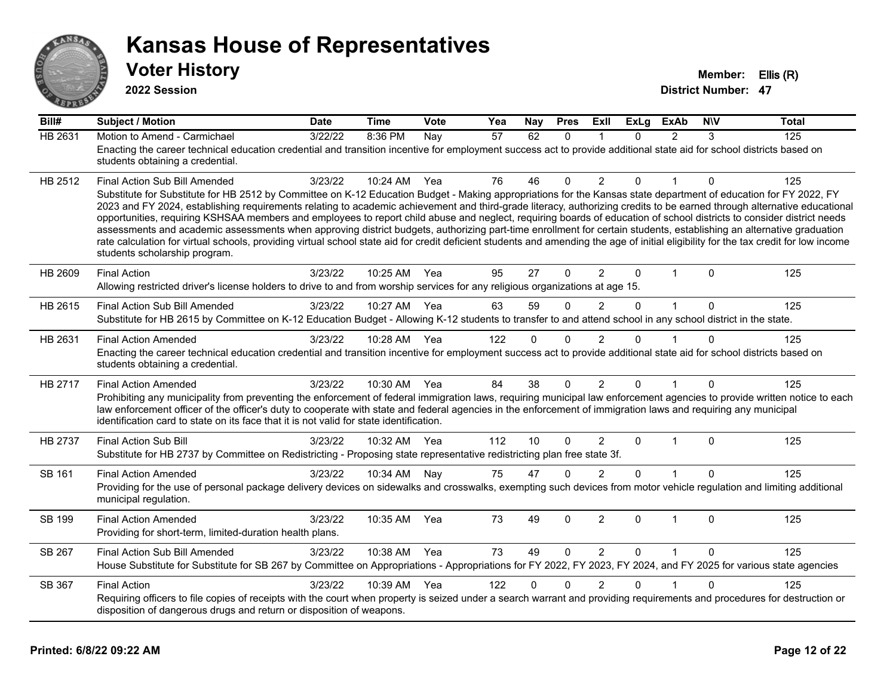# Kansas House of Representatives

## Voter History

**2022 Session**

**Member:** Ellis (R)
**District Number:** 47

| Bill# | Subject / Motion | Date | Time | Vote | Yea | Nay | Pres | ExII | ExLg | ExAb | N\V | Total |
|---|---|---|---|---|---|---|---|---|---|---|---|---|
| HB 2631 | Motion to Amend - Carmichael | 3/22/22 | 8:36 PM | Nay | 57 | 62 | 0 | 1 | 0 | 2 | 3 | 125 |
| | Enacting the career technical education credential and transition incentive for employment success act to provide additional state aid for school districts based on students obtaining a credential. | | | | | | | | | | | |
| HB 2512 | Final Action Sub Bill Amended | 3/23/22 | 10:24 AM | Yea | 76 | 46 | 0 | 2 | 0 | 1 | 0 | 125 |
| | Substitute for Substitute for HB 2512 by Committee on K-12 Education Budget - Making appropriations for the Kansas state department of education for FY 2022, FY 2023 and FY 2024, establishing requirements relating to academic achievement and third-grade literacy, authorizing credits to be earned through alternative educational opportunities, requiring KSHSAA members and employees to report child abuse and neglect, requiring boards of education of school districts to consider district needs assessments and academic assessments when approving district budgets, authorizing part-time enrollment for certain students, establishing an alternative graduation rate calculation for virtual schools, providing virtual school state aid for credit deficient students and amending the age of initial eligibility for the tax credit for low income students scholarship program. | | | | | | | | | | | |
| HB 2609 | Final Action | 3/23/22 | 10:25 AM | Yea | 95 | 27 | 0 | 2 | 0 | 1 | 0 | 125 |
| | Allowing restricted driver's license holders to drive to and from worship services for any religious organizations at age 15. | | | | | | | | | | | |
| HB 2615 | Final Action Sub Bill Amended | 3/23/22 | 10:27 AM | Yea | 63 | 59 | 0 | 2 | 0 | 1 | 0 | 125 |
| | Substitute for HB 2615 by Committee on K-12 Education Budget - Allowing K-12 students to transfer to and attend school in any school district in the state. | | | | | | | | | | | |
| HB 2631 | Final Action Amended | 3/23/22 | 10:28 AM | Yea | 122 | 0 | 0 | 2 | 0 | 1 | 0 | 125 |
| | Enacting the career technical education credential and transition incentive for employment success act to provide additional state aid for school districts based on students obtaining a credential. | | | | | | | | | | | |
| HB 2717 | Final Action Amended | 3/23/22 | 10:30 AM | Yea | 84 | 38 | 0 | 2 | 0 | 1 | 0 | 125 |
| | Prohibiting any municipality from preventing the enforcement of federal immigration laws, requiring municipal law enforcement agencies to provide written notice to each law enforcement officer of the officer's duty to cooperate with state and federal agencies in the enforcement of immigration laws and requiring any municipal identification card to state on its face that it is not valid for state identification. | | | | | | | | | | | |
| HB 2737 | Final Action Sub Bill | 3/23/22 | 10:32 AM | Yea | 112 | 10 | 0 | 2 | 0 | 1 | 0 | 125 |
| | Substitute for HB 2737 by Committee on Redistricting - Proposing state representative redistricting plan free state 3f. | | | | | | | | | | | |
| SB 161 | Final Action Amended | 3/23/22 | 10:34 AM | Nay | 75 | 47 | 0 | 2 | 0 | 1 | 0 | 125 |
| | Providing for the use of personal package delivery devices on sidewalks and crosswalks, exempting such devices from motor vehicle regulation and limiting additional municipal regulation. | | | | | | | | | | | |
| SB 199 | Final Action Amended | 3/23/22 | 10:35 AM | Yea | 73 | 49 | 0 | 2 | 0 | 1 | 0 | 125 |
| | Providing for short-term, limited-duration health plans. | | | | | | | | | | | |
| SB 267 | Final Action Sub Bill Amended | 3/23/22 | 10:38 AM | Yea | 73 | 49 | 0 | 2 | 0 | 1 | 0 | 125 |
| | House Substitute for Substitute for SB 267 by Committee on Appropriations - Appropriations for FY 2022, FY 2023, FY 2024, and FY 2025 for various state agencies | | | | | | | | | | | |
| SB 367 | Final Action | 3/23/22 | 10:39 AM | Yea | 122 | 0 | 0 | 2 | 0 | 1 | 0 | 125 |
| | Requiring officers to file copies of receipts with the court when property is seized under a search warrant and providing requirements and procedures for destruction or disposition of dangerous drugs and return or disposition of weapons. | | | | | | | | | | | |

**Printed: 6/8/22 09:22 AM**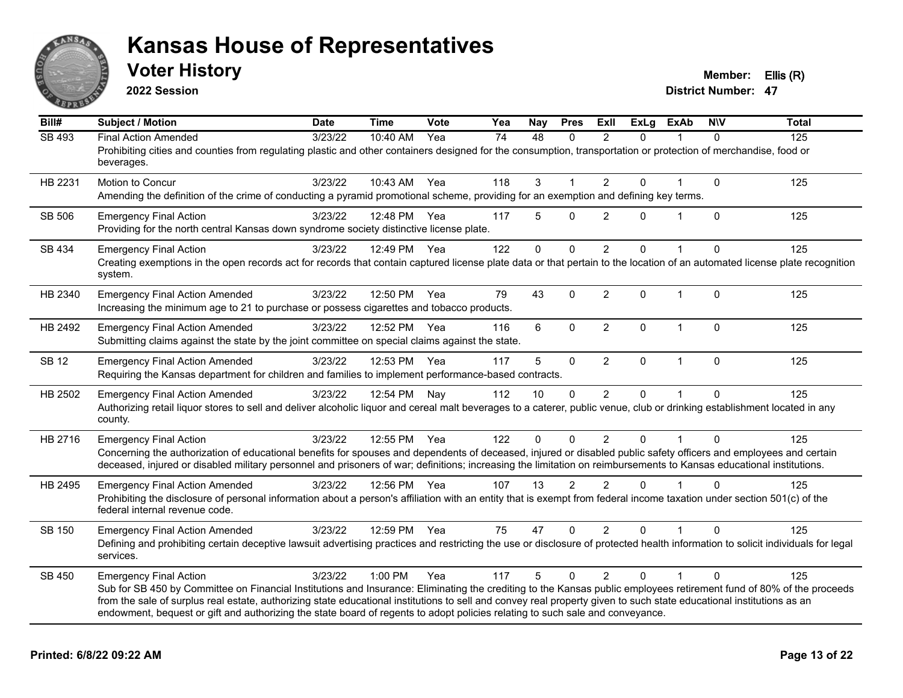# Kansas House of Representatives

## Voter History

**2022 Session**

**Member:** Ellis (R)
**District Number:** 47

| Bill# | Subject / Motion | Date | Time | Vote | Yea | Nay | Pres | ExII | ExLg | ExAb | N\V | Total |
|---|---|---|---|---|---|---|---|---|---|---|---|---|
| SB 493 | Final Action Amended | 3/23/22 | 10:40 AM | Yea | 74 | 48 | 0 | 2 | 0 | 1 | 0 | 125 |
| | Prohibiting cities and counties from regulating plastic and other containers designed for the consumption, transportation or protection of merchandise, food or beverages. | | | | | | | | | | | |
| HB 2231 | Motion to Concur | 3/23/22 | 10:43 AM | Yea | 118 | 3 | 1 | 2 | 0 | 1 | 0 | 125 |
| | Amending the definition of the crime of conducting a pyramid promotional scheme, providing for an exemption and defining key terms. | | | | | | | | | | | |
| SB 506 | Emergency Final Action | 3/23/22 | 12:48 PM | Yea | 117 | 5 | 0 | 2 | 0 | 1 | 0 | 125 |
| | Providing for the north central Kansas down syndrome society distinctive license plate. | | | | | | | | | | | |
| SB 434 | Emergency Final Action | 3/23/22 | 12:49 PM | Yea | 122 | 0 | 0 | 2 | 0 | 1 | 0 | 125 |
| | Creating exemptions in the open records act for records that contain captured license plate data or that pertain to the location of an automated license plate recognition system. | | | | | | | | | | | |
| HB 2340 | Emergency Final Action Amended | 3/23/22 | 12:50 PM | Yea | 79 | 43 | 0 | 2 | 0 | 1 | 0 | 125 |
| | Increasing the minimum age to 21 to purchase or possess cigarettes and tobacco products. | | | | | | | | | | | |
| HB 2492 | Emergency Final Action Amended | 3/23/22 | 12:52 PM | Yea | 116 | 6 | 0 | 2 | 0 | 1 | 0 | 125 |
| | Submitting claims against the state by the joint committee on special claims against the state. | | | | | | | | | | | |
| SB 12 | Emergency Final Action Amended | 3/23/22 | 12:53 PM | Yea | 117 | 5 | 0 | 2 | 0 | 1 | 0 | 125 |
| | Requiring the Kansas department for children and families to implement performance-based contracts. | | | | | | | | | | | |
| HB 2502 | Emergency Final Action Amended | 3/23/22 | 12:54 PM | Nay | 112 | 10 | 0 | 2 | 0 | 1 | 0 | 125 |
| | Authorizing retail liquor stores to sell and deliver alcoholic liquor and cereal malt beverages to a caterer, public venue, club or drinking establishment located in any county. | | | | | | | | | | | |
| HB 2716 | Emergency Final Action | 3/23/22 | 12:55 PM | Yea | 122 | 0 | 0 | 2 | 0 | 1 | 0 | 125 |
| | Concerning the authorization of educational benefits for spouses and dependents of deceased, injured or disabled public safety officers and employees and certain deceased, injured or disabled military personnel and prisoners of war; definitions; increasing the limitation on reimbursements to Kansas educational institutions. | | | | | | | | | | | |
| HB 2495 | Emergency Final Action Amended | 3/23/22 | 12:56 PM | Yea | 107 | 13 | 2 | 2 | 0 | 1 | 0 | 125 |
| | Prohibiting the disclosure of personal information about a person's affiliation with an entity that is exempt from federal income taxation under section 501(c) of the federal internal revenue code. | | | | | | | | | | | |
| SB 150 | Emergency Final Action Amended | 3/23/22 | 12:59 PM | Yea | 75 | 47 | 0 | 2 | 0 | 1 | 0 | 125 |
| | Defining and prohibiting certain deceptive lawsuit advertising practices and restricting the use or disclosure of protected health information to solicit individuals for legal services. | | | | | | | | | | | |
| SB 450 | Emergency Final Action | 3/23/22 | 1:00 PM | Yea | 117 | 5 | 0 | 2 | 0 | 1 | 0 | 125 |
| | Sub for SB 450 by Committee on Financial Institutions and Insurance: Eliminating the crediting to the Kansas public employees retirement fund of 80% of the proceeds from the sale of surplus real estate, authorizing state educational institutions to sell and convey real property given to such state educational institutions as an endowment, bequest or gift and authorizing the state board of regents to adopt policies relating to such sale and conveyance. | | | | | | | | | | | |

**Printed: 6/8/22 09:22 AM**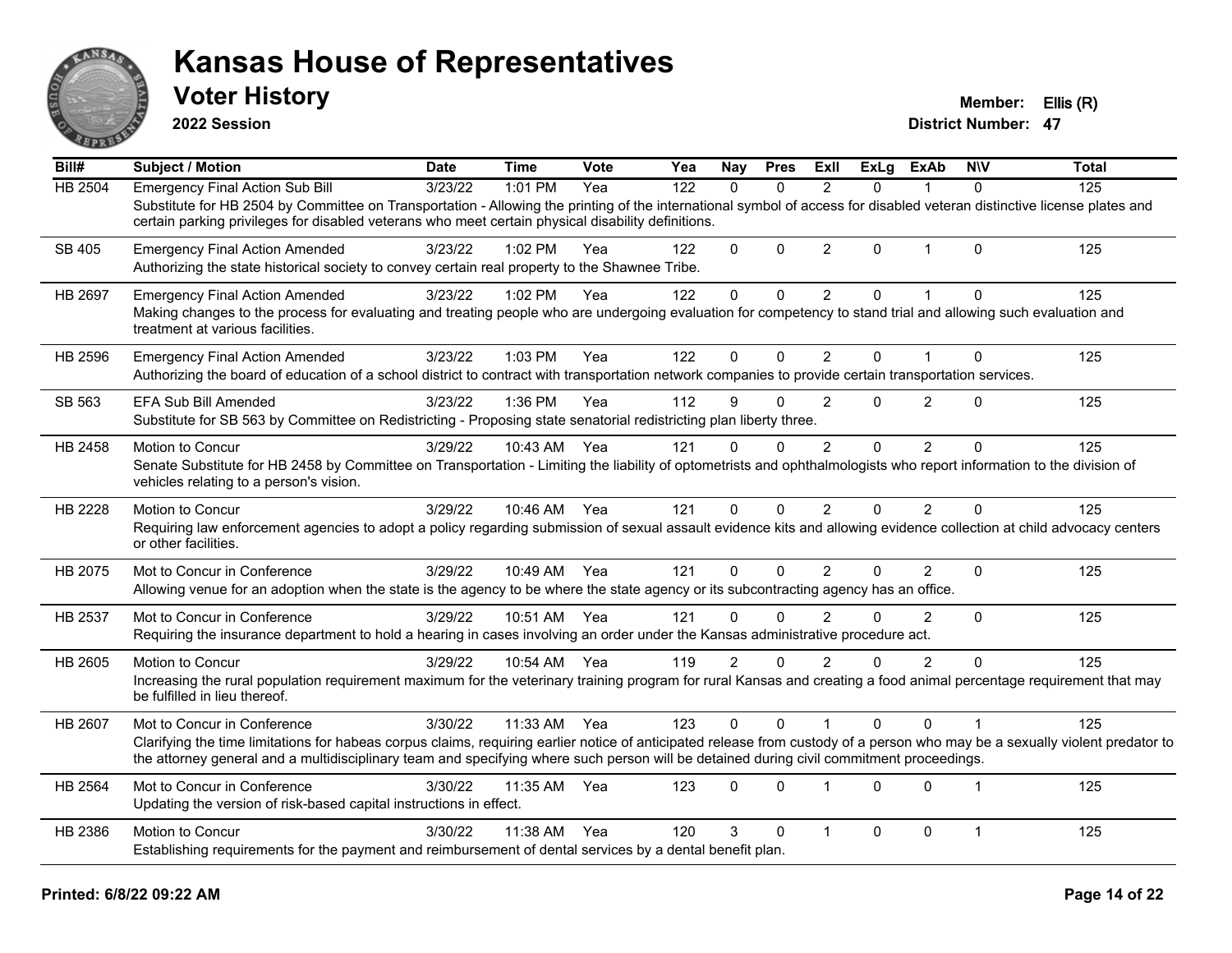# Kansas House of Representatives

## Voter History

**2022 Session**

**Member:** Ellis (R)
**District Number:** 47

| Bill# | Subject / Motion | Date | Time | Vote | Yea | Nay | Pres | ExII | ExLg | ExAb | N\V | Total |
|---|---|---|---|---|---|---|---|---|---|---|---|---|
| HB 2504 | Emergency Final Action Sub Bill | 3/23/22 | 1:01 PM | Yea | 122 | 0 | 0 | 2 | 0 | 1 | 0 | 125 |
| | Substitute for HB 2504 by Committee on Transportation - Allowing the printing of the international symbol of access for disabled veteran distinctive license plates and certain parking privileges for disabled veterans who meet certain physical disability definitions. | | | | | | | | | | | |
| SB 405 | Emergency Final Action Amended | 3/23/22 | 1:02 PM | Yea | 122 | 0 | 0 | 2 | 0 | 1 | 0 | 125 |
| | Authorizing the state historical society to convey certain real property to the Shawnee Tribe. | | | | | | | | | | | |
| HB 2697 | Emergency Final Action Amended | 3/23/22 | 1:02 PM | Yea | 122 | 0 | 0 | 2 | 0 | 1 | 0 | 125 |
| | Making changes to the process for evaluating and treating people who are undergoing evaluation for competency to stand trial and allowing such evaluation and treatment at various facilities. | | | | | | | | | | | |
| HB 2596 | Emergency Final Action Amended | 3/23/22 | 1:03 PM | Yea | 122 | 0 | 0 | 2 | 0 | 1 | 0 | 125 |
| | Authorizing the board of education of a school district to contract with transportation network companies to provide certain transportation services. | | | | | | | | | | | |
| SB 563 | EFA Sub Bill Amended | 3/23/22 | 1:36 PM | Yea | 112 | 9 | 0 | 2 | 0 | 2 | 0 | 125 |
| | Substitute for SB 563 by Committee on Redistricting - Proposing state senatorial redistricting plan liberty three. | | | | | | | | | | | |
| HB 2458 | Motion to Concur | 3/29/22 | 10:43 AM | Yea | 121 | 0 | 0 | 2 | 0 | 2 | 0 | 125 |
| | Senate Substitute for HB 2458 by Committee on Transportation - Limiting the liability of optometrists and ophthalmologists who report information to the division of vehicles relating to a person's vision. | | | | | | | | | | | |
| HB 2228 | Motion to Concur | 3/29/22 | 10:46 AM | Yea | 121 | 0 | 0 | 2 | 0 | 2 | 0 | 125 |
| | Requiring law enforcement agencies to adopt a policy regarding submission of sexual assault evidence kits and allowing evidence collection at child advocacy centers or other facilities. | | | | | | | | | | | |
| HB 2075 | Mot to Concur in Conference | 3/29/22 | 10:49 AM | Yea | 121 | 0 | 0 | 2 | 0 | 2 | 0 | 125 |
| | Allowing venue for an adoption when the state is the agency to be where the state agency or its subcontracting agency has an office. | | | | | | | | | | | |
| HB 2537 | Mot to Concur in Conference | 3/29/22 | 10:51 AM | Yea | 121 | 0 | 0 | 2 | 0 | 2 | 0 | 125 |
| | Requiring the insurance department to hold a hearing in cases involving an order under the Kansas administrative procedure act. | | | | | | | | | | | |
| HB 2605 | Motion to Concur | 3/29/22 | 10:54 AM | Yea | 119 | 2 | 0 | 2 | 0 | 2 | 0 | 125 |
| | Increasing the rural population requirement maximum for the veterinary training program for rural Kansas and creating a food animal percentage requirement that may be fulfilled in lieu thereof. | | | | | | | | | | | |
| HB 2607 | Mot to Concur in Conference | 3/30/22 | 11:33 AM | Yea | 123 | 0 | 0 | 1 | 0 | 0 | 1 | 125 |
| | Clarifying the time limitations for habeas corpus claims, requiring earlier notice of anticipated release from custody of a person who may be a sexually violent predator to the attorney general and a multidisciplinary team and specifying where such person will be detained during civil commitment proceedings. | | | | | | | | | | | |
| HB 2564 | Mot to Concur in Conference | 3/30/22 | 11:35 AM | Yea | 123 | 0 | 0 | 1 | 0 | 0 | 1 | 125 |
| | Updating the version of risk-based capital instructions in effect. | | | | | | | | | | | |
| HB 2386 | Motion to Concur | 3/30/22 | 11:38 AM | Yea | 120 | 3 | 0 | 1 | 0 | 0 | 1 | 125 |
| | Establishing requirements for the payment and reimbursement of dental services by a dental benefit plan. | | | | | | | | | | | |

Printed: 6/8/22 09:22 AM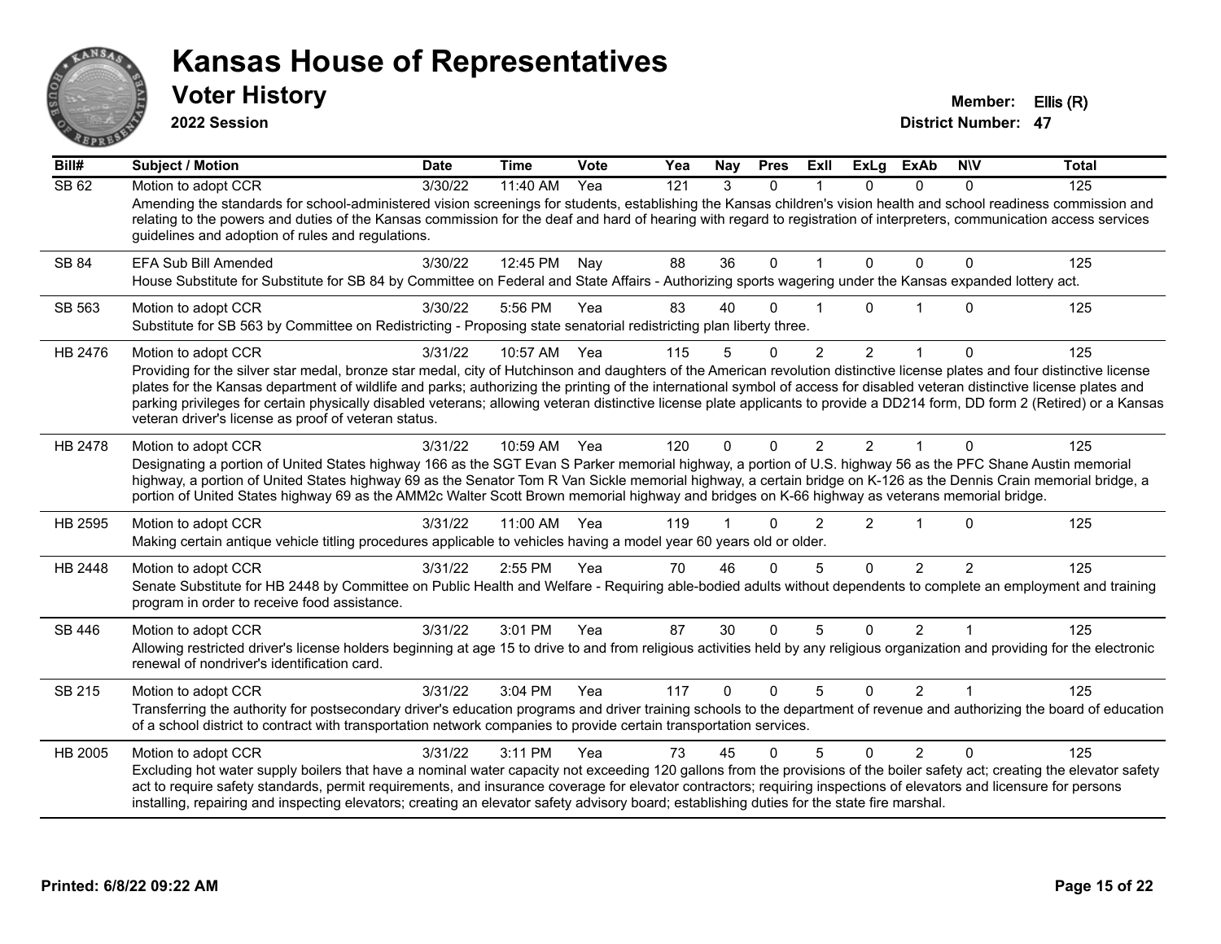# Kansas House of Representatives

## Voter History

**2022 Session**

**Member:** Ellis (R)
**District Number:** 47

| Bill# | Subject / Motion | Date | Time | Vote | Yea | Nay | Pres | ExII | ExLg | ExAb | N\V | Total |
|---|---|---|---|---|---|---|---|---|---|---|---|---|
| SB 62 | Motion to adopt CCR | 3/30/22 | 11:40 AM | Yea | 121 | 3 | 0 | 1 | 0 | 0 | 0 | 125 |
| | Amending the standards for school-administered vision screenings for students, establishing the Kansas children's vision health and school readiness commission and relating to the powers and duties of the Kansas commission for the deaf and hard of hearing with regard to registration of interpreters, communication access services guidelines and adoption of rules and regulations. | | | | | | | | | | | |
| SB 84 | EFA Sub Bill Amended | 3/30/22 | 12:45 PM | Nay | 88 | 36 | 0 | 1 | 0 | 0 | 0 | 125 |
| | House Substitute for Substitute for SB 84 by Committee on Federal and State Affairs - Authorizing sports wagering under the Kansas expanded lottery act. | | | | | | | | | | | |
| SB 563 | Motion to adopt CCR | 3/30/22 | 5:56 PM | Yea | 83 | 40 | 0 | 1 | 0 | 1 | 0 | 125 |
| | Substitute for SB 563 by Committee on Redistricting - Proposing state senatorial redistricting plan liberty three. | | | | | | | | | | | |
| HB 2476 | Motion to adopt CCR | 3/31/22 | 10:57 AM | Yea | 115 | 5 | 0 | 2 | 2 | 1 | 0 | 125 |
| | Providing for the silver star medal, bronze star medal, city of Hutchinson and daughters of the American revolution distinctive license plates and four distinctive license plates for the Kansas department of wildlife and parks; authorizing the printing of the international symbol of access for disabled veteran distinctive license plates and parking privileges for certain physically disabled veterans; allowing veteran distinctive license plate applicants to provide a DD214 form, DD form 2 (Retired) or a Kansas veteran driver's license as proof of veteran status. | | | | | | | | | | | |
| HB 2478 | Motion to adopt CCR | 3/31/22 | 10:59 AM | Yea | 120 | 0 | 0 | 2 | 2 | 1 | 0 | 125 |
| | Designating a portion of United States highway 166 as the SGT Evan S Parker memorial highway, a portion of U.S. highway 56 as the PFC Shane Austin memorial highway, a portion of United States highway 69 as the Senator Tom R Van Sickle memorial highway, a certain bridge on K-126 as the Dennis Crain memorial bridge, a portion of United States highway 69 as the AMM2c Walter Scott Brown memorial highway and bridges on K-66 highway as veterans memorial bridge. | | | | | | | | | | | |
| HB 2595 | Motion to adopt CCR | 3/31/22 | 11:00 AM | Yea | 119 | 1 | 0 | 2 | 2 | 1 | 0 | 125 |
| | Making certain antique vehicle titling procedures applicable to vehicles having a model year 60 years old or older. | | | | | | | | | | | |
| HB 2448 | Motion to adopt CCR | 3/31/22 | 2:55 PM | Yea | 70 | 46 | 0 | 5 | 0 | 2 | 2 | 125 |
| | Senate Substitute for HB 2448 by Committee on Public Health and Welfare - Requiring able-bodied adults without dependents to complete an employment and training program in order to receive food assistance. | | | | | | | | | | | |
| SB 446 | Motion to adopt CCR | 3/31/22 | 3:01 PM | Yea | 87 | 30 | 0 | 5 | 0 | 2 | 1 | 125 |
| | Allowing restricted driver's license holders beginning at age 15 to drive to and from religious activities held by any religious organization and providing for the electronic renewal of nondriver's identification card. | | | | | | | | | | | |
| SB 215 | Motion to adopt CCR | 3/31/22 | 3:04 PM | Yea | 117 | 0 | 0 | 5 | 0 | 2 | 1 | 125 |
| | Transferring the authority for postsecondary driver's education programs and driver training schools to the department of revenue and authorizing the board of education of a school district to contract with transportation network companies to provide certain transportation services. | | | | | | | | | | | |
| HB 2005 | Motion to adopt CCR | 3/31/22 | 3:11 PM | Yea | 73 | 45 | 0 | 5 | 0 | 2 | 0 | 125 |
| | Excluding hot water supply boilers that have a nominal water capacity not exceeding 120 gallons from the provisions of the boiler safety act; creating the elevator safety act to require safety standards, permit requirements, and insurance coverage for elevator contractors; requiring inspections of elevators and licensure for persons installing, repairing and inspecting elevators; creating an elevator safety advisory board; establishing duties for the state fire marshal. | | | | | | | | | | | |

**Printed: 6/8/22 09:22 AM**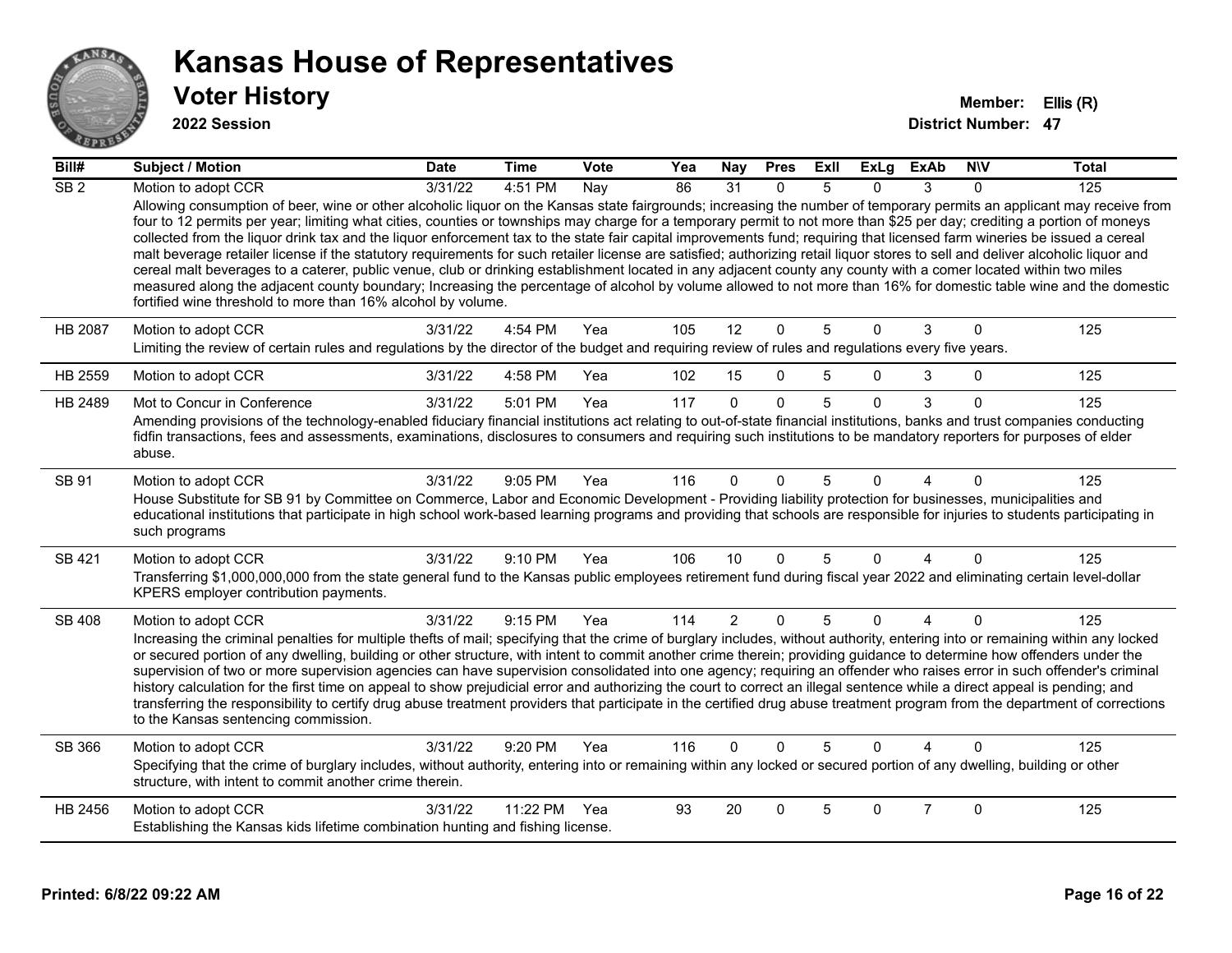# Kansas House of Representatives

## Voter History

**2022 Session**

**Member:** Ellis (R)
**District Number:** 47

| Bill# | Subject / Motion | Date | Time | Vote | Yea | Nay | Pres | ExII | ExLg | ExAb | N\V | Total |
|---|---|---|---|---|---|---|---|---|---|---|---|---|
| SB 2 | Motion to adopt CCR | 3/31/22 | 4:51 PM | Nay | 86 | 31 | 0 | 5 | 0 | 3 | 0 | 125 |
| | Allowing consumption of beer, wine or other alcoholic liquor on the Kansas state fairgrounds; increasing the number of temporary permits an applicant may receive from four to 12 permits per year; limiting what cities, counties or townships may charge for a temporary permit to not more than $25 per day; crediting a portion of moneys collected from the liquor drink tax and the liquor enforcement tax to the state fair capital improvements fund; requiring that licensed farm wineries be issued a cereal malt beverage retailer license if the statutory requirements for such retailer license are satisfied; authorizing retail liquor stores to sell and deliver alcoholic liquor and cereal malt beverages to a caterer, public venue, club or drinking establishment located in any adjacent county any county with a comer located within two miles measured along the adjacent county boundary; Increasing the percentage of alcohol by volume allowed to not more than 16% for domestic table wine and the domestic fortified wine threshold to more than 16% alcohol by volume. | | | | | | | | | | | |
| HB 2087 | Motion to adopt CCR | 3/31/22 | 4:54 PM | Yea | 105 | 12 | 0 | 5 | 0 | 3 | 0 | 125 |
| | Limiting the review of certain rules and regulations by the director of the budget and requiring review of rules and regulations every five years. | | | | | | | | | | | |
| HB 2559 | Motion to adopt CCR | 3/31/22 | 4:58 PM | Yea | 102 | 15 | 0 | 5 | 0 | 3 | 0 | 125 |
| HB 2489 | Mot to Concur in Conference | 3/31/22 | 5:01 PM | Yea | 117 | 0 | 0 | 5 | 0 | 3 | 0 | 125 |
| | Amending provisions of the technology-enabled fiduciary financial institutions act relating to out-of-state financial institutions, banks and trust companies conducting fidfin transactions, fees and assessments, examinations, disclosures to consumers and requiring such institutions to be mandatory reporters for purposes of elder abuse. | | | | | | | | | | | |
| SB 91 | Motion to adopt CCR | 3/31/22 | 9:05 PM | Yea | 116 | 0 | 0 | 5 | 0 | 4 | 0 | 125 |
| | House Substitute for SB 91 by Committee on Commerce, Labor and Economic Development - Providing liability protection for businesses, municipalities and educational institutions that participate in high school work-based learning programs and providing that schools are responsible for injuries to students participating in such programs | | | | | | | | | | | |
| SB 421 | Motion to adopt CCR | 3/31/22 | 9:10 PM | Yea | 106 | 10 | 0 | 5 | 0 | 4 | 0 | 125 |
| | Transferring $1,000,000,000 from the state general fund to the Kansas public employees retirement fund during fiscal year 2022 and eliminating certain level-dollar KPERS employer contribution payments. | | | | | | | | | | | |
| SB 408 | Motion to adopt CCR | 3/31/22 | 9:15 PM | Yea | 114 | 2 | 0 | 5 | 0 | 4 | 0 | 125 |
| | Increasing the criminal penalties for multiple thefts of mail; specifying that the crime of burglary includes, without authority, entering into or remaining within any locked or secured portion of any dwelling, building or other structure, with intent to commit another crime therein; providing guidance to determine how offenders under the supervision of two or more supervision agencies can have supervision consolidated into one agency; requiring an offender who raises error in such offender's criminal history calculation for the first time on appeal to show prejudicial error and authorizing the court to correct an illegal sentence while a direct appeal is pending; and transferring the responsibility to certify drug abuse treatment providers that participate in the certified drug abuse treatment program from the department of corrections to the Kansas sentencing commission. | | | | | | | | | | | |
| SB 366 | Motion to adopt CCR | 3/31/22 | 9:20 PM | Yea | 116 | 0 | 0 | 5 | 0 | 4 | 0 | 125 |
| | Specifying that the crime of burglary includes, without authority, entering into or remaining within any locked or secured portion of any dwelling, building or other structure, with intent to commit another crime therein. | | | | | | | | | | | |
| HB 2456 | Motion to adopt CCR | 3/31/22 | 11:22 PM | Yea | 93 | 20 | 0 | 5 | 0 | 7 | 0 | 125 |
| | Establishing the Kansas kids lifetime combination hunting and fishing license. | | | | | | | | | | | |

Printed: 6/8/22 09:22 AM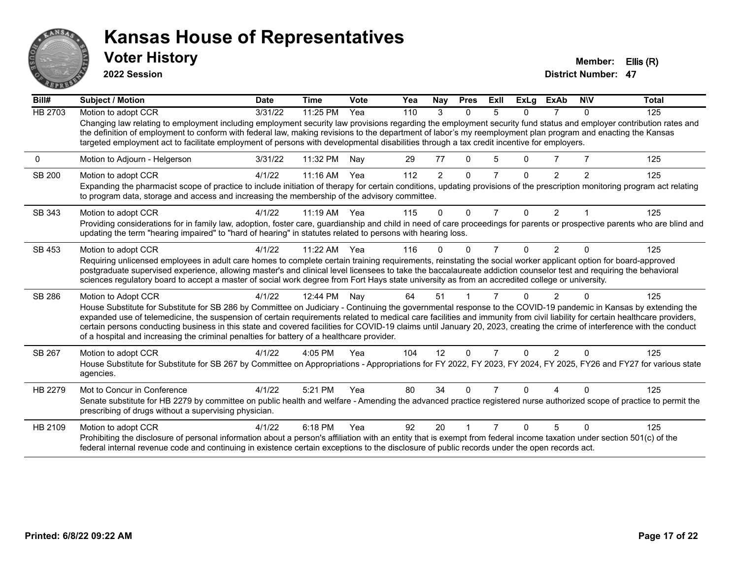# Kansas House of Representatives

## Voter History

**2022 Session**

**Member:** Ellis (R)
**District Number:** 47

| Bill# | Subject / Motion | Date | Time | Vote | Yea | Nay | Pres | ExII | ExLg | ExAb | N\V | Total |
|---|---|---|---|---|---|---|---|---|---|---|---|---|
| HB 2703 | Motion to adopt CCR | 3/31/22 | 11:25 PM | Yea | 110 | 3 | 0 | 5 | 0 | 7 | 0 | 125 |
| | Changing law relating to employment including employment security law provisions regarding the employment security fund status and employer contribution rates and the definition of employment to conform with federal law, making revisions to the department of labor's my reemployment plan program and enacting the Kansas targeted employment act to facilitate employment of persons with developmental disabilities through a tax credit incentive for employers. | | | | | | | | | | | |
| 0 | Motion to Adjourn - Helgerson | 3/31/22 | 11:32 PM | Nay | 29 | 77 | 0 | 5 | 0 | 7 | 7 | 125 |
| SB 200 | Motion to adopt CCR | 4/1/22 | 11:16 AM | Yea | 112 | 2 | 0 | 7 | 0 | 2 | 2 | 125 |
| | Expanding the pharmacist scope of practice to include initiation of therapy for certain conditions, updating provisions of the prescription monitoring program act relating to program data, storage and access and increasing the membership of the advisory committee. | | | | | | | | | | | |
| SB 343 | Motion to adopt CCR | 4/1/22 | 11:19 AM | Yea | 115 | 0 | 0 | 7 | 0 | 2 | 1 | 125 |
| | Providing considerations for in family law, adoption, foster care, guardianship and child in need of care proceedings for parents or prospective parents who are blind and updating the term "hearing impaired" to "hard of hearing" in statutes related to persons with hearing loss. | | | | | | | | | | | |
| SB 453 | Motion to adopt CCR | 4/1/22 | 11:22 AM | Yea | 116 | 0 | 0 | 7 | 0 | 2 | 0 | 125 |
| | Requiring unlicensed employees in adult care homes to complete certain training requirements, reinstating the social worker applicant option for board-approved postgraduate supervised experience, allowing master's and clinical level licensees to take the baccalaureate addiction counselor test and requiring the behavioral sciences regulatory board to accept a master of social work degree from Fort Hays state university as from an accredited college or university. | | | | | | | | | | | |
| SB 286 | Motion to Adopt CCR | 4/1/22 | 12:44 PM | Nay | 64 | 51 | 1 | 7 | 0 | 2 | 0 | 125 |
| | House Substitute for Substitute for SB 286 by Committee on Judiciary - Continuing the governmental response to the COVID-19 pandemic in Kansas by extending the expanded use of telemedicine, the suspension of certain requirements related to medical care facilities and immunity from civil liability for certain healthcare providers, certain persons conducting business in this state and covered facilities for COVID-19 claims until January 20, 2023, creating the crime of interference with the conduct of a hospital and increasing the criminal penalties for battery of a healthcare provider. | | | | | | | | | | | |
| SB 267 | Motion to adopt CCR | 4/1/22 | 4:05 PM | Yea | 104 | 12 | 0 | 7 | 0 | 2 | 0 | 125 |
| | House Substitute for Substitute for SB 267 by Committee on Appropriations - Appropriations for FY 2022, FY 2023, FY 2024, FY 2025, FY26 and FY27 for various state agencies. | | | | | | | | | | | |
| HB 2279 | Mot to Concur in Conference | 4/1/22 | 5:21 PM | Yea | 80 | 34 | 0 | 7 | 0 | 4 | 0 | 125 |
| | Senate substitute for HB 2279 by committee on public health and welfare - Amending the advanced practice registered nurse authorized scope of practice to permit the prescribing of drugs without a supervising physician. | | | | | | | | | | | |
| HB 2109 | Motion to adopt CCR | 4/1/22 | 6:18 PM | Yea | 92 | 20 | 1 | 7 | 0 | 5 | 0 | 125 |
| | Prohibiting the disclosure of personal information about a person's affiliation with an entity that is exempt from federal income taxation under section 501(c) of the federal internal revenue code and continuing in existence certain exceptions to the disclosure of public records under the open records act. | | | | | | | | | | | |

Printed: 6/8/22 09:22 AM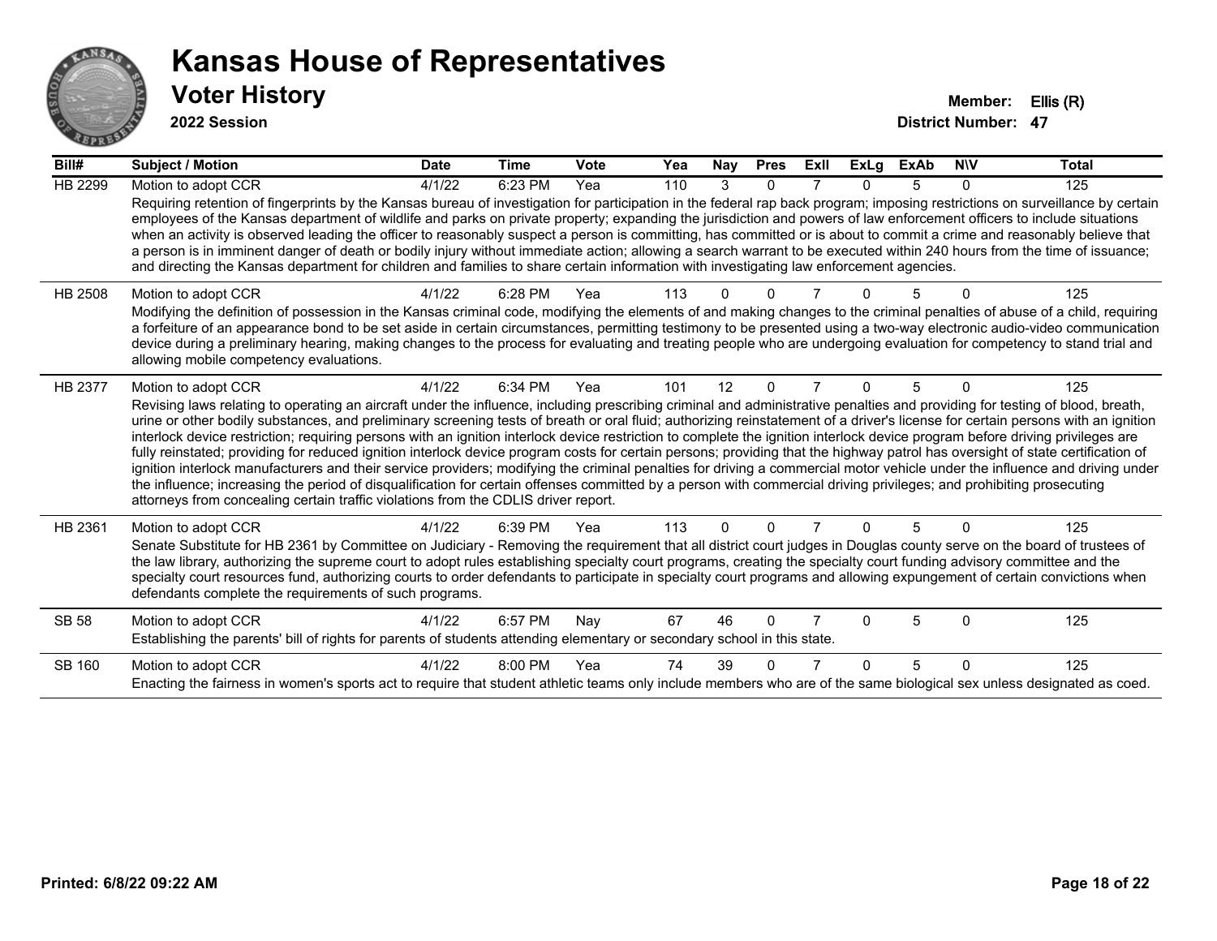# Kansas House of Representatives

## Voter History

**2022 Session**

**Member:** Ellis (R)
**District Number:** 47

| Bill# | Subject / Motion | Date | Time | Vote | Yea | Nay | Pres | ExIl | ExLg | ExAb | N\V | Total |
|---|---|---|---|---|---|---|---|---|---|---|---|---|
| HB 2299 | Motion to adopt CCR | 4/1/22 | 6:23 PM | Yea | 110 | 3 | 0 | 7 | 0 | 5 | 0 | 125 |
| | Requiring retention of fingerprints by the Kansas bureau of investigation for participation in the federal rap back program; imposing restrictions on surveillance by certain employees of the Kansas department of wildlife and parks on private property; expanding the jurisdiction and powers of law enforcement officers to include situations when an activity is observed leading the officer to reasonably suspect a person is committing, has committed or is about to commit a crime and reasonably believe that a person is in imminent danger of death or bodily injury without immediate action; allowing a search warrant to be executed within 240 hours from the time of issuance; and directing the Kansas department for children and families to share certain information with investigating law enforcement agencies. | | | | | | | | | | | |
| HB 2508 | Motion to adopt CCR | 4/1/22 | 6:28 PM | Yea | 113 | 0 | 0 | 7 | 0 | 5 | 0 | 125 |
| | Modifying the definition of possession in the Kansas criminal code, modifying the elements of and making changes to the criminal penalties of abuse of a child, requiring a forfeiture of an appearance bond to be set aside in certain circumstances, permitting testimony to be presented using a two-way electronic audio-video communication device during a preliminary hearing, making changes to the process for evaluating and treating people who are undergoing evaluation for competency to stand trial and allowing mobile competency evaluations. | | | | | | | | | | | |
| HB 2377 | Motion to adopt CCR | 4/1/22 | 6:34 PM | Yea | 101 | 12 | 0 | 7 | 0 | 5 | 0 | 125 |
| | Revising laws relating to operating an aircraft under the influence, including prescribing criminal and administrative penalties and providing for testing of blood, breath, urine or other bodily substances, and preliminary screening tests of breath or oral fluid; authorizing reinstatement of a driver's license for certain persons with an ignition interlock device restriction; requiring persons with an ignition interlock device restriction to complete the ignition interlock device program before driving privileges are fully reinstated; providing for reduced ignition interlock device program costs for certain persons; providing that the highway patrol has oversight of state certification of ignition interlock manufacturers and their service providers; modifying the criminal penalties for driving a commercial motor vehicle under the influence and driving under the influence; increasing the period of disqualification for certain offenses committed by a person with commercial driving privileges; and prohibiting prosecuting attorneys from concealing certain traffic violations from the CDLIS driver report. | | | | | | | | | | | |
| HB 2361 | Motion to adopt CCR | 4/1/22 | 6:39 PM | Yea | 113 | 0 | 0 | 7 | 0 | 5 | 0 | 125 |
| | Senate Substitute for HB 2361 by Committee on Judiciary - Removing the requirement that all district court judges in Douglas county serve on the board of trustees of the law library, authorizing the supreme court to adopt rules establishing specialty court programs, creating the specialty court funding advisory committee and the specialty court resources fund, authorizing courts to order defendants to participate in specialty court programs and allowing expungement of certain convictions when defendants complete the requirements of such programs. | | | | | | | | | | | |
| SB 58 | Motion to adopt CCR | 4/1/22 | 6:57 PM | Nay | 67 | 46 | 0 | 7 | 0 | 5 | 0 | 125 |
| | Establishing the parents' bill of rights for parents of students attending elementary or secondary school in this state. | | | | | | | | | | | |
| SB 160 | Motion to adopt CCR | 4/1/22 | 8:00 PM | Yea | 74 | 39 | 0 | 7 | 0 | 5 | 0 | 125 |
| | Enacting the fairness in women's sports act to require that student athletic teams only include members who are of the same biological sex unless designated as coed. | | | | | | | | | | | |

**Printed: 6/8/22 09:22 AM**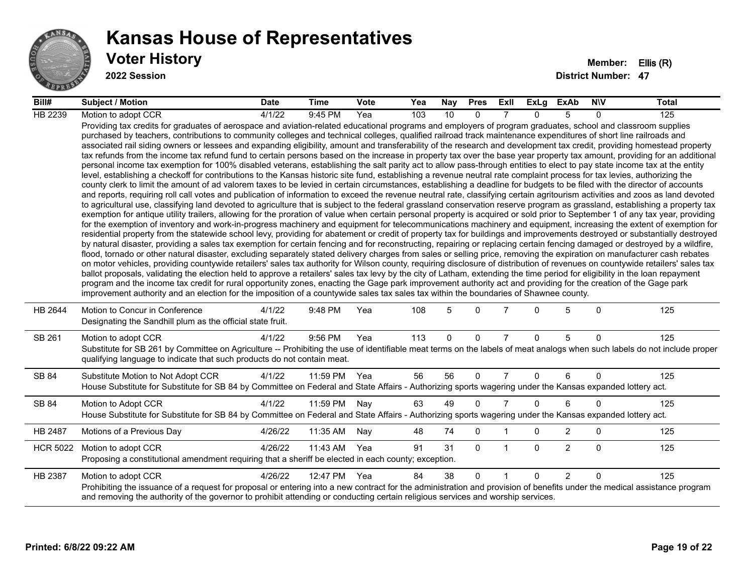# Kansas House of Representatives

## Voter History

**2022 Session**

**Member:** Ellis (R)
**District Number:** 47

| Bill# | Subject / Motion | Date | Time | Vote | Yea | Nay | Pres | ExII | ExLg | ExAb | N\V | Total |
|---|---|---|---|---|---|---|---|---|---|---|---|---|
| HB 2239 | Motion to adopt CCR | 4/1/22 | 9:45 PM | Yea | 103 | 10 | 0 | 7 | 0 | 5 | 0 | 125 |
| | Providing tax credits for graduates of aerospace and aviation-related educational programs and employers of program graduates, school and classroom supplies purchased by teachers, contributions to community colleges and technical colleges, qualified railroad track maintenance expenditures of short line railroads and associated rail siding owners or lessees and expanding eligibility, amount and transferability of the research and development tax credit, providing homestead property tax refunds from the income tax refund fund to certain persons based on the increase in property tax over the base year property tax amount, providing for an additional personal income tax exemption for 100% disabled veterans, establishing the salt parity act to allow pass-through entities to elect to pay state income tax at the entity level, establishing a checkoff for contributions to the Kansas historic site fund, establishing a revenue neutral rate complaint process for tax levies, authorizing the county clerk to limit the amount of ad valorem taxes to be levied in certain circumstances, establishing a deadline for budgets to be filed with the director of accounts and reports, requiring roll call votes and publication of information to exceed the revenue neutral rate, classifying certain agritourism activities and zoos as land devoted to agricultural use, classifying land devoted to agriculture that is subject to the federal grassland conservation reserve program as grassland, establishing a property tax exemption for antique utility trailers, allowing for the proration of value when certain personal property is acquired or sold prior to September 1 of any tax year, providing for the exemption of inventory and work-in-progress machinery and equipment for telecommunications machinery and equipment, increasing the extent of exemption for residential property from the statewide school levy, providing for abatement or credit of property tax for buildings and improvements destroyed or substantially destroyed by natural disaster, providing a sales tax exemption for certain fencing and for reconstructing, repairing or replacing certain fencing damaged or destroyed by a wildfire, flood, tornado or other natural disaster, excluding separately stated delivery charges from sales or selling price, removing the expiration on manufacturer cash rebates on motor vehicles, providing countywide retailers' sales tax authority for Wilson county, requiring disclosure of distribution of revenues on countywide retailers' sales tax ballot proposals, validating the election held to approve a retailers' sales tax levy by the city of Latham, extending the time period for eligibility in the loan repayment program and the income tax credit for rural opportunity zones, enacting the Gage park improvement authority act and providing for the creation of the Gage park improvement authority and an election for the imposition of a countywide sales tax sales tax within the boundaries of Shawnee county. | | | | | | | | | | | |
| HB 2644 | Motion to Concur in Conference | 4/1/22 | 9:48 PM | Yea | 108 | 5 | 0 | 7 | 0 | 5 | 0 | 125 |
| | Designating the Sandhill plum as the official state fruit. | | | | | | | | | | | |
| SB 261 | Motion to adopt CCR | 4/1/22 | 9:56 PM | Yea | 113 | 0 | 0 | 7 | 0 | 5 | 0 | 125 |
| | Substitute for SB 261 by Committee on Agriculture -- Prohibiting the use of identifiable meat terms on the labels of meat analogs when such labels do not include proper qualifying language to indicate that such products do not contain meat. | | | | | | | | | | | |
| SB 84 | Substitute Motion to Not Adopt CCR | 4/1/22 | 11:59 PM | Yea | 56 | 56 | 0 | 7 | 0 | 6 | 0 | 125 |
| | House Substitute for Substitute for SB 84 by Committee on Federal and State Affairs - Authorizing sports wagering under the Kansas expanded lottery act. | | | | | | | | | | | |
| SB 84 | Motion to Adopt CCR | 4/1/22 | 11:59 PM | Nay | 63 | 49 | 0 | 7 | 0 | 6 | 0 | 125 |
| | House Substitute for Substitute for SB 84 by Committee on Federal and State Affairs - Authorizing sports wagering under the Kansas expanded lottery act. | | | | | | | | | | | |
| HB 2487 | Motions of a Previous Day | 4/26/22 | 11:35 AM | Nay | 48 | 74 | 0 | 1 | 0 | 2 | 0 | 125 |
| HCR 5022 | Motion to adopt CCR | 4/26/22 | 11:43 AM | Yea | 91 | 31 | 0 | 1 | 0 | 2 | 0 | 125 |
| | Proposing a constitutional amendment requiring that a sheriff be elected in each county; exception. | | | | | | | | | | | |
| HB 2387 | Motion to adopt CCR | 4/26/22 | 12:47 PM | Yea | 84 | 38 | 0 | 1 | 0 | 2 | 0 | 125 |
| | Prohibiting the issuance of a request for proposal or entering into a new contract for the administration and provision of benefits under the medical assistance program and removing the authority of the governor to prohibit attending or conducting certain religious services and worship services. | | | | | | | | | | | |

**Printed: 6/8/22 09:22 AM**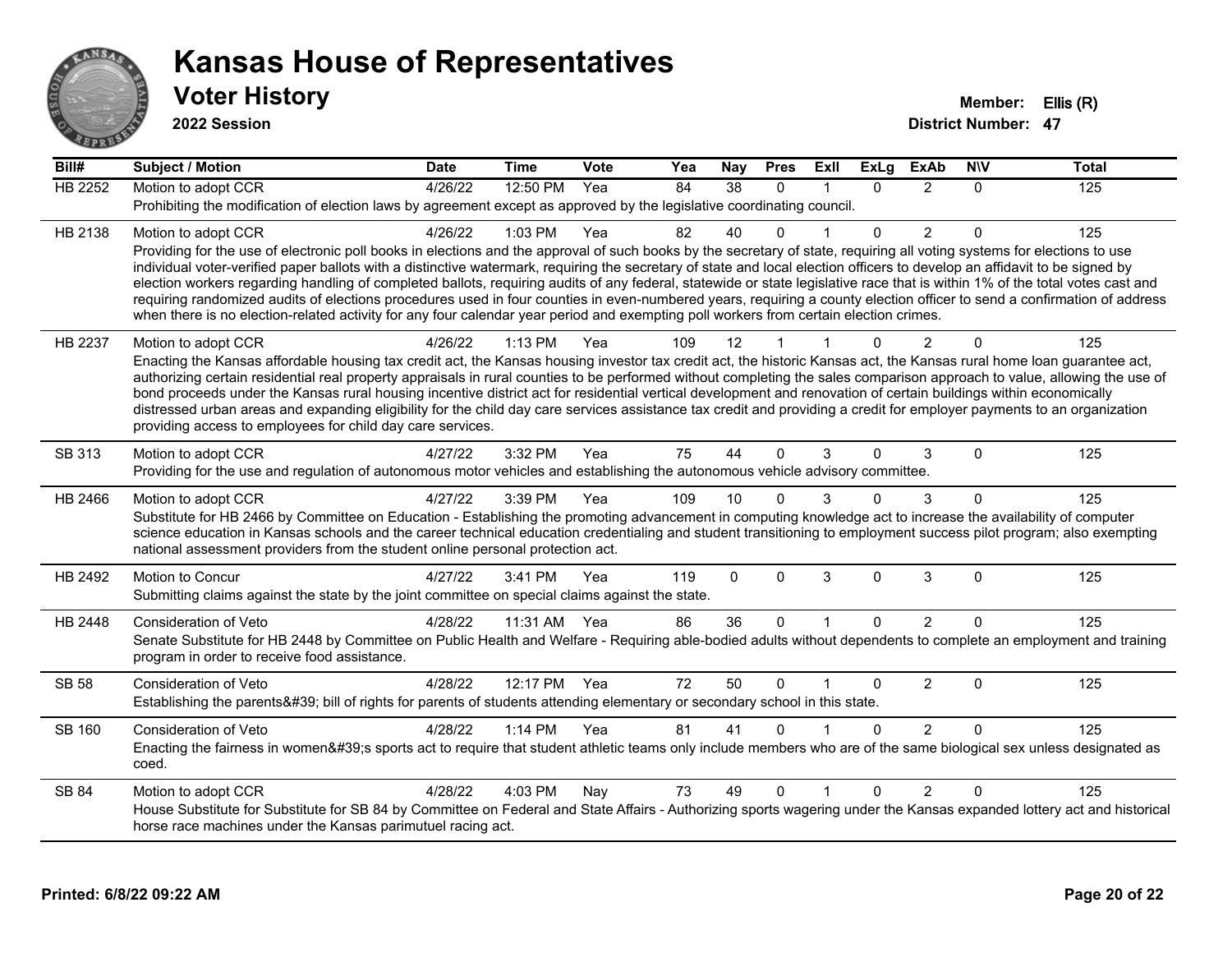# Kansas House of Representatives

## Voter History

**2022 Session**

**Member:** Ellis (R)
**District Number:** 47

| Bill# | Subject / Motion | Date | Time | Vote | Yea | Nay | Pres | ExII | ExLg | ExAb | N\V | Total |
|---|---|---|---|---|---|---|---|---|---|---|---|---|
| HB 2252 | Motion to adopt CCR | 4/26/22 | 12:50 PM | Yea | 84 | 38 | 0 | 1 | 0 | 2 | 0 | 125 |
| | Prohibiting the modification of election laws by agreement except as approved by the legislative coordinating council. | | | | | | | | | | | |
| HB 2138 | Motion to adopt CCR | 4/26/22 | 1:03 PM | Yea | 82 | 40 | 0 | 1 | 0 | 2 | 0 | 125 |
| | Providing for the use of electronic poll books in elections and the approval of such books by the secretary of state, requiring all voting systems for elections to use individual voter-verified paper ballots with a distinctive watermark, requiring the secretary of state and local election officers to develop an affidavit to be signed by election workers regarding handling of completed ballots, requiring audits of any federal, statewide or state legislative race that is within 1% of the total votes cast and requiring randomized audits of elections procedures used in four counties in even-numbered years, requiring a county election officer to send a confirmation of address when there is no election-related activity for any four calendar year period and exempting poll workers from certain election crimes. | | | | | | | | | | | |
| HB 2237 | Motion to adopt CCR | 4/26/22 | 1:13 PM | Yea | 109 | 12 | 1 | 1 | 0 | 2 | 0 | 125 |
| | Enacting the Kansas affordable housing tax credit act, the Kansas housing investor tax credit act, the historic Kansas act, the Kansas rural home loan guarantee act, authorizing certain residential real property appraisals in rural counties to be performed without completing the sales comparison approach to value, allowing the use of bond proceeds under the Kansas rural housing incentive district act for residential vertical development and renovation of certain buildings within economically distressed urban areas and expanding eligibility for the child day care services assistance tax credit and providing a credit for employer payments to an organization providing access to employees for child day care services. | | | | | | | | | | | |
| SB 313 | Motion to adopt CCR | 4/27/22 | 3:32 PM | Yea | 75 | 44 | 0 | 3 | 0 | 3 | 0 | 125 |
| | Providing for the use and regulation of autonomous motor vehicles and establishing the autonomous vehicle advisory committee. | | | | | | | | | | | |
| HB 2466 | Motion to adopt CCR | 4/27/22 | 3:39 PM | Yea | 109 | 10 | 0 | 3 | 0 | 3 | 0 | 125 |
| | Substitute for HB 2466 by Committee on Education - Establishing the promoting advancement in computing knowledge act to increase the availability of computer science education in Kansas schools and the career technical education credentialing and student transitioning to employment success pilot program; also exempting national assessment providers from the student online personal protection act. | | | | | | | | | | | |
| HB 2492 | Motion to Concur | 4/27/22 | 3:41 PM | Yea | 119 | 0 | 0 | 3 | 0 | 3 | 0 | 125 |
| | Submitting claims against the state by the joint committee on special claims against the state. | | | | | | | | | | | |
| HB 2448 | Consideration of Veto | 4/28/22 | 11:31 AM | Yea | 86 | 36 | 0 | 1 | 0 | 2 | 0 | 125 |
| | Senate Substitute for HB 2448 by Committee on Public Health and Welfare - Requiring able-bodied adults without dependents to complete an employment and training program in order to receive food assistance. | | | | | | | | | | | |
| SB 58 | Consideration of Veto | 4/28/22 | 12:17 PM | Yea | 72 | 50 | 0 | 1 | 0 | 2 | 0 | 125 |
| | Establishing the parents&#39; bill of rights for parents of students attending elementary or secondary school in this state. | | | | | | | | | | | |
| SB 160 | Consideration of Veto | 4/28/22 | 1:14 PM | Yea | 81 | 41 | 0 | 1 | 0 | 2 | 0 | 125 |
| | Enacting the fairness in women&#39;s sports act to require that student athletic teams only include members who are of the same biological sex unless designated as coed. | | | | | | | | | | | |
| SB 84 | Motion to adopt CCR | 4/28/22 | 4:03 PM | Nay | 73 | 49 | 0 | 1 | 0 | 2 | 0 | 125 |
| | House Substitute for Substitute for SB 84 by Committee on Federal and State Affairs - Authorizing sports wagering under the Kansas expanded lottery act and historical horse race machines under the Kansas parimutuel racing act. | | | | | | | | | | | |

**Printed: 6/8/22 09:22 AM**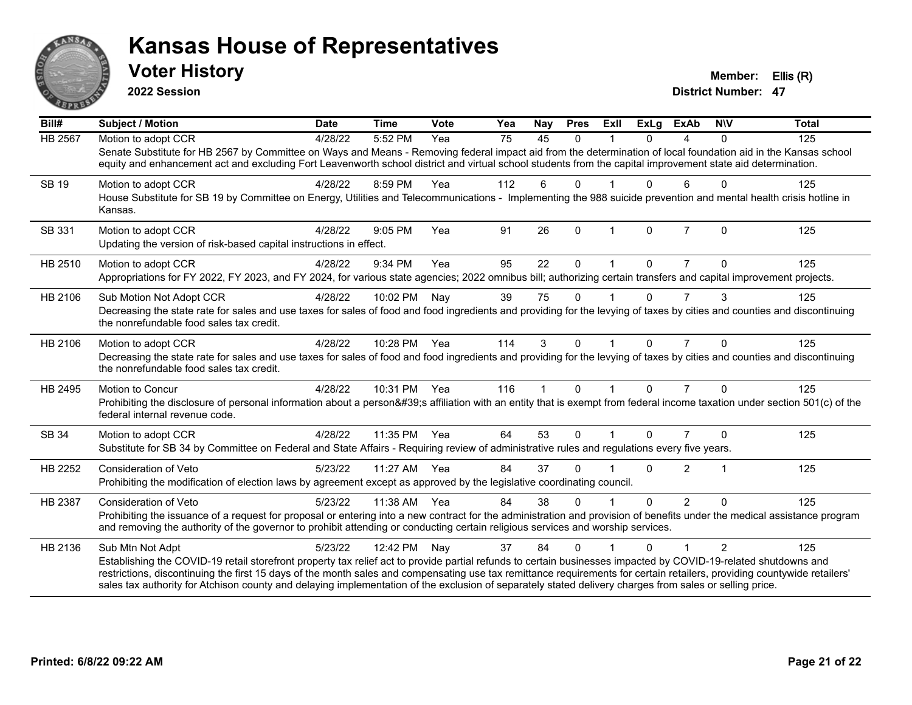# Kansas House of Representatives

## Voter History

**2022 Session**

**Member:** Ellis (R)

**District Number:** 47

| Bill# | Subject / Motion | Date | Time | Vote | Yea | Nay | Pres | ExII | ExLg | ExAb | N\V | Total |
|---|---|---|---|---|---|---|---|---|---|---|---|---|
| HB 2567 | Motion to adopt CCR | 4/28/22 | 5:52 PM | Yea | 75 | 45 | 0 | 1 | 0 | 4 | 0 | 125 |
| | Senate Substitute for HB 2567 by Committee on Ways and Means - Removing federal impact aid from the determination of local foundation aid in the Kansas school equity and enhancement act and excluding Fort Leavenworth school district and virtual school students from the capital improvement state aid determination. | | | | | | | | | | | |
| SB 19 | Motion to adopt CCR | 4/28/22 | 8:59 PM | Yea | 112 | 6 | 0 | 1 | 0 | 6 | 0 | 125 |
| | House Substitute for SB 19 by Committee on Energy, Utilities and Telecommunications - Implementing the 988 suicide prevention and mental health crisis hotline in Kansas. | | | | | | | | | | | |
| SB 331 | Motion to adopt CCR | 4/28/22 | 9:05 PM | Yea | 91 | 26 | 0 | 1 | 0 | 7 | 0 | 125 |
| | Updating the version of risk-based capital instructions in effect. | | | | | | | | | | | |
| HB 2510 | Motion to adopt CCR | 4/28/22 | 9:34 PM | Yea | 95 | 22 | 0 | 1 | 0 | 7 | 0 | 125 |
| | Appropriations for FY 2022, FY 2023, and FY 2024, for various state agencies; 2022 omnibus bill; authorizing certain transfers and capital improvement projects. | | | | | | | | | | | |
| HB 2106 | Sub Motion Not Adopt CCR | 4/28/22 | 10:02 PM | Nay | 39 | 75 | 0 | 1 | 0 | 7 | 3 | 125 |
| | Decreasing the state rate for sales and use taxes for sales of food and food ingredients and providing for the levying of taxes by cities and counties and discontinuing the nonrefundable food sales tax credit. | | | | | | | | | | | |
| HB 2106 | Motion to adopt CCR | 4/28/22 | 10:28 PM | Yea | 114 | 3 | 0 | 1 | 0 | 7 | 0 | 125 |
| | Decreasing the state rate for sales and use taxes for sales of food and food ingredients and providing for the levying of taxes by cities and counties and discontinuing the nonrefundable food sales tax credit. | | | | | | | | | | | |
| HB 2495 | Motion to Concur | 4/28/22 | 10:31 PM | Yea | 116 | 1 | 0 | 1 | 0 | 7 | 0 | 125 |
| | Prohibiting the disclosure of personal information about a person&#39;s affiliation with an entity that is exempt from federal income taxation under section 501(c) of the federal internal revenue code. | | | | | | | | | | | |
| SB 34 | Motion to adopt CCR | 4/28/22 | 11:35 PM | Yea | 64 | 53 | 0 | 1 | 0 | 7 | 0 | 125 |
| | Substitute for SB 34 by Committee on Federal and State Affairs - Requiring review of administrative rules and regulations every five years. | | | | | | | | | | | |
| HB 2252 | Consideration of Veto | 5/23/22 | 11:27 AM | Yea | 84 | 37 | 0 | 1 | 0 | 2 | 1 | 125 |
| | Prohibiting the modification of election laws by agreement except as approved by the legislative coordinating council. | | | | | | | | | | | |
| HB 2387 | Consideration of Veto | 5/23/22 | 11:38 AM | Yea | 84 | 38 | 0 | 1 | 0 | 2 | 0 | 125 |
| | Prohibiting the issuance of a request for proposal or entering into a new contract for the administration and provision of benefits under the medical assistance program and removing the authority of the governor to prohibit attending or conducting certain religious services and worship services. | | | | | | | | | | | |
| HB 2136 | Sub Mtn Not Adpt | 5/23/22 | 12:42 PM | Nay | 37 | 84 | 0 | 1 | 0 | 1 | 2 | 125 |
| | Establishing the COVID-19 retail storefront property tax relief act to provide partial refunds to certain businesses impacted by COVID-19-related shutdowns and restrictions, discontinuing the first 15 days of the month sales and compensating use tax remittance requirements for certain retailers, providing countywide retailers' sales tax authority for Atchison county and delaying implementation of the exclusion of separately stated delivery charges from sales or selling price. | | | | | | | | | | | |

**Printed: 6/8/22 09:22 AM**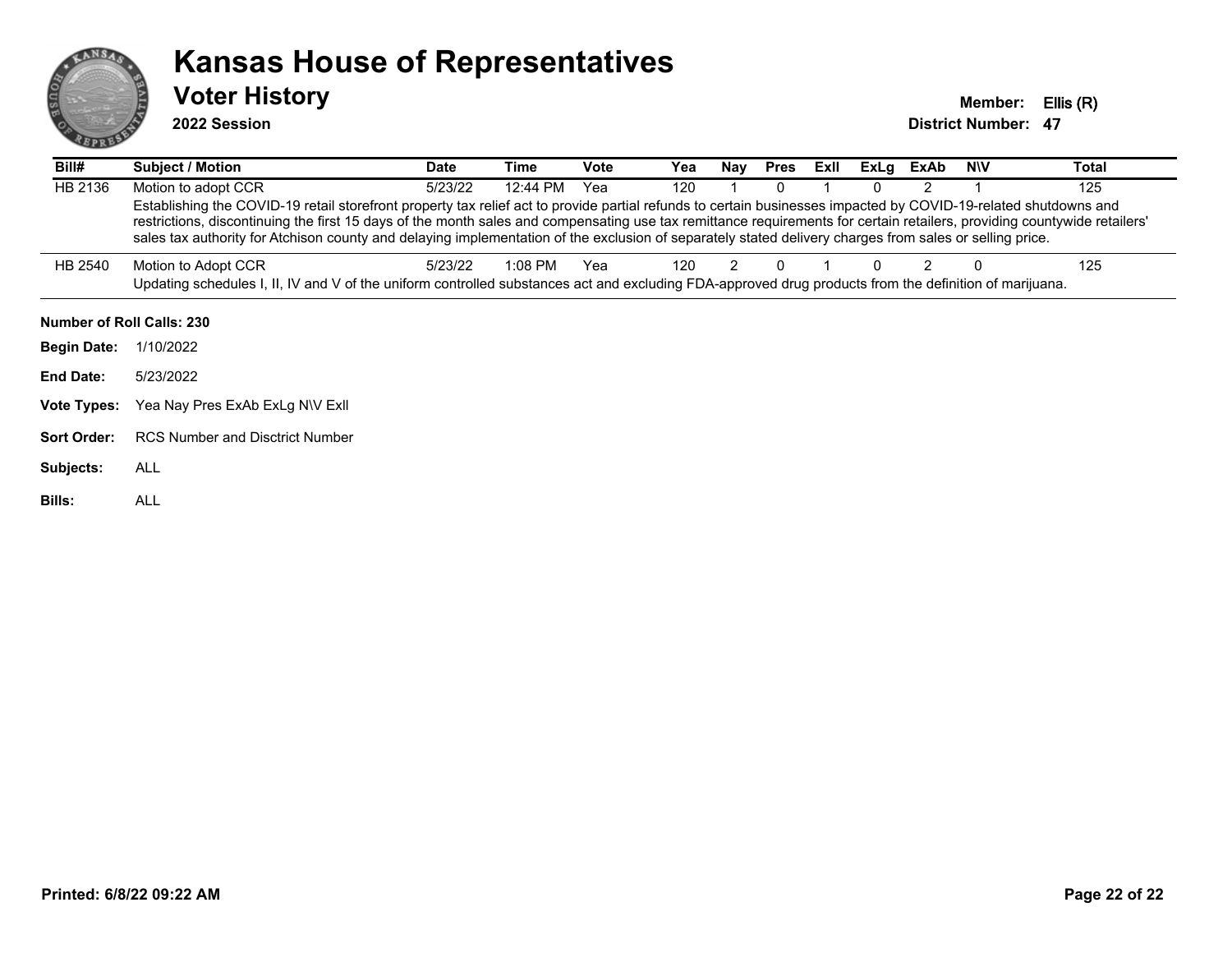# Kansas House of Representatives

## Voter History

**2022 Session**

**Member:** Ellis (R)
**District Number:** 47

| Bill# | Subject / Motion | Date | Time | Vote | Yea | Nay | Pres | ExII | ExLg | ExAb | N\V | Total |
|---|---|---|---|---|---|---|---|---|---|---|---|---|
| HB 2136 | Motion to adopt CCR | 5/23/22 | 12:44 PM | Yea | 120 | 1 | 0 | 1 | 0 | 2 | 1 | 125 |
| | Establishing the COVID-19 retail storefront property tax relief act to provide partial refunds to certain businesses impacted by COVID-19-related shutdowns and restrictions, discontinuing the first 15 days of the month sales and compensating use tax remittance requirements for certain retailers, providing countywide retailers' sales tax authority for Atchison county and delaying implementation of the exclusion of separately stated delivery charges from sales or selling price. | | | | | | | | | | | |
| HB 2540 | Motion to Adopt CCR | 5/23/22 | 1:08 PM | Yea | 120 | 2 | 0 | 1 | 0 | 2 | 0 | 125 |
| | Updating schedules I, II, IV and V of the uniform controlled substances act and excluding FDA-approved drug products from the definition of marijuana. | | | | | | | | | | | |

**Number of Roll Calls: 230**

**Begin Date:** 1/10/2022

**End Date:** 5/23/2022

**Vote Types:** Yea Nay Pres ExAb ExLg N\V ExII

**Sort Order:** RCS Number and Disctrict Number

**Subjects:** ALL

**Bills:** ALL

**Printed: 6/8/22 09:22 AM**